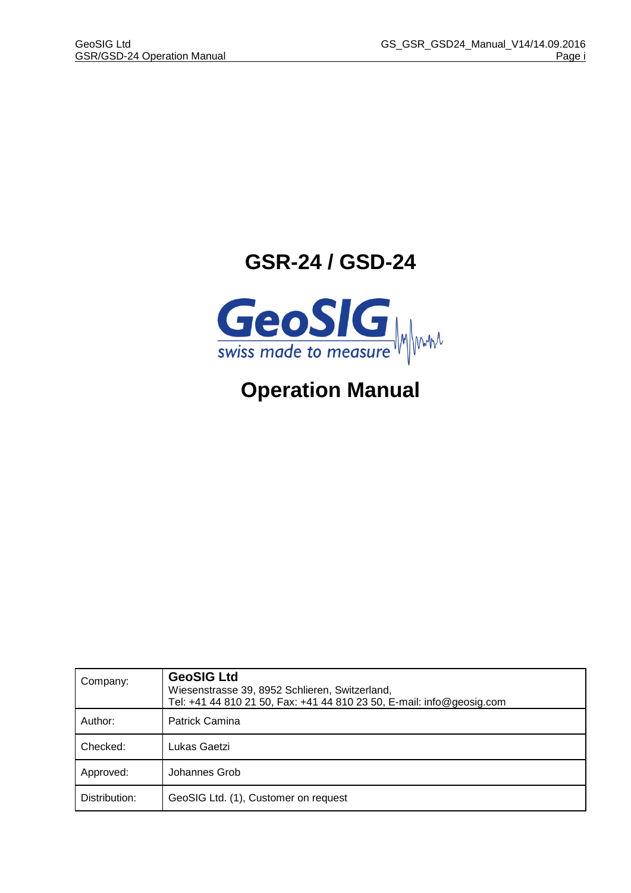# GSR-24 / GSD-24

GeoSIG

swiss made to measure

# Operation Manual

| Company: | **GeoSIG Ltd**<br>Wiesenstrasse 39, 8952 Schlieren, Switzerland,<br>Tel: +41 44 810 21 50, Fax: +41 44 810 23 50, E-mail: info@geosig.com |
| --- | --- |
| Author: | Patrick Camina |
| Checked: | Lukas Gaetzi |
| Approved: | Johannes Grob |
| Distribution: | GeoSIG Ltd. (1), Customer on request |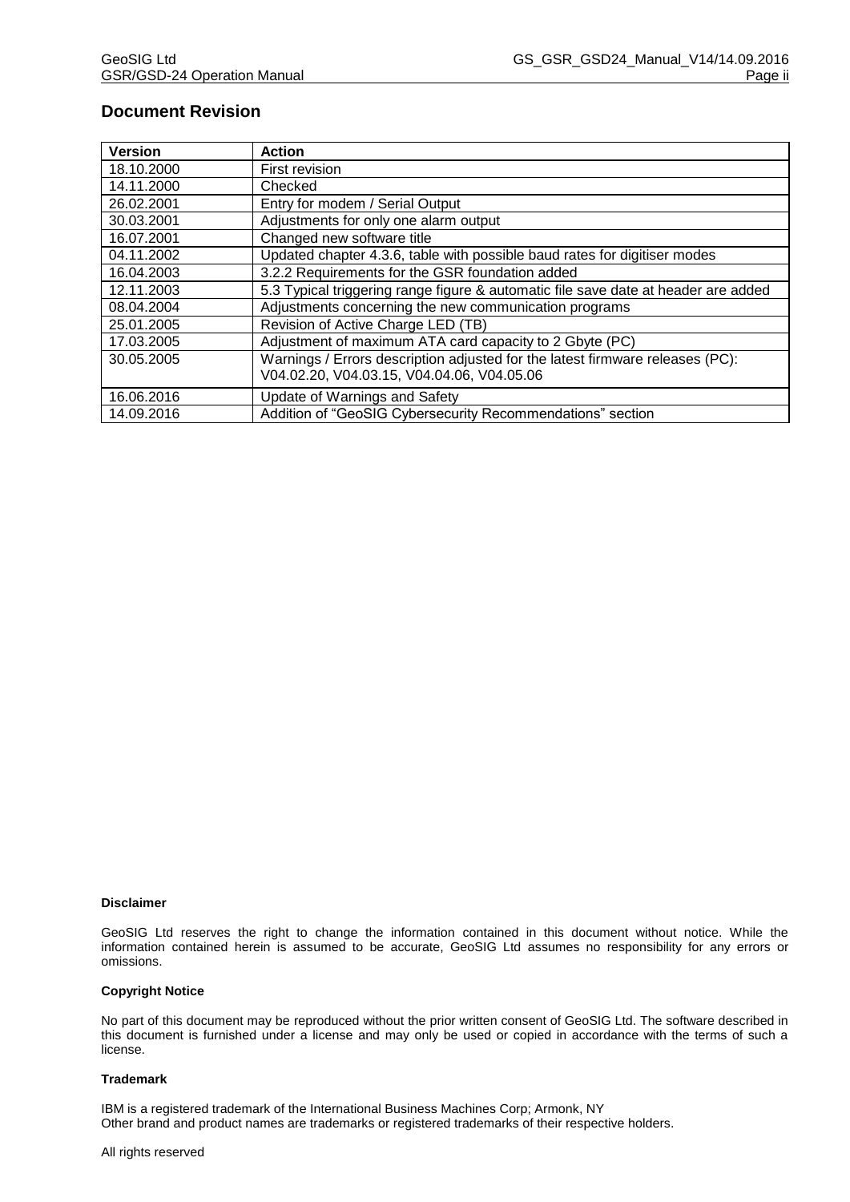## Document Revision

| Version | Action |
|---|---|
| 18.10.2000 | First revision |
| 14.11.2000 | Checked |
| 26.02.2001 | Entry for modem / Serial Output |
| 30.03.2001 | Adjustments for only one alarm output |
| 16.07.2001 | Changed new software title |
| 04.11.2002 | Updated chapter 4.3.6, table with possible baud rates for digitiser modes |
| 16.04.2003 | 3.2.2 Requirements for the GSR foundation added |
| 12.11.2003 | 5.3 Typical triggering range figure & automatic file save date at header are added |
| 08.04.2004 | Adjustments concerning the new communication programs |
| 25.01.2005 | Revision of Active Charge LED (TB) |
| 17.03.2005 | Adjustment of maximum ATA card capacity to 2 Gbyte (PC) |
| 30.05.2005 | Warnings / Errors description adjusted for the latest firmware releases (PC): V04.02.20, V04.03.15, V04.04.06, V04.05.06 |
| 16.06.2016 | Update of Warnings and Safety |
| 14.09.2016 | Addition of "GeoSIG Cybersecurity Recommendations" section |

**Disclaimer**

GeoSIG Ltd reserves the right to change the information contained in this document without notice. While the information contained herein is assumed to be accurate, GeoSIG Ltd assumes no responsibility for any errors or omissions.

**Copyright Notice**

No part of this document may be reproduced without the prior written consent of GeoSIG Ltd. The software described in this document is furnished under a license and may only be used or copied in accordance with the terms of such a license.

**Trademark**

IBM is a registered trademark of the International Business Machines Corp; Armonk, NY
Other brand and product names are trademarks or registered trademarks of their respective holders.

All rights reserved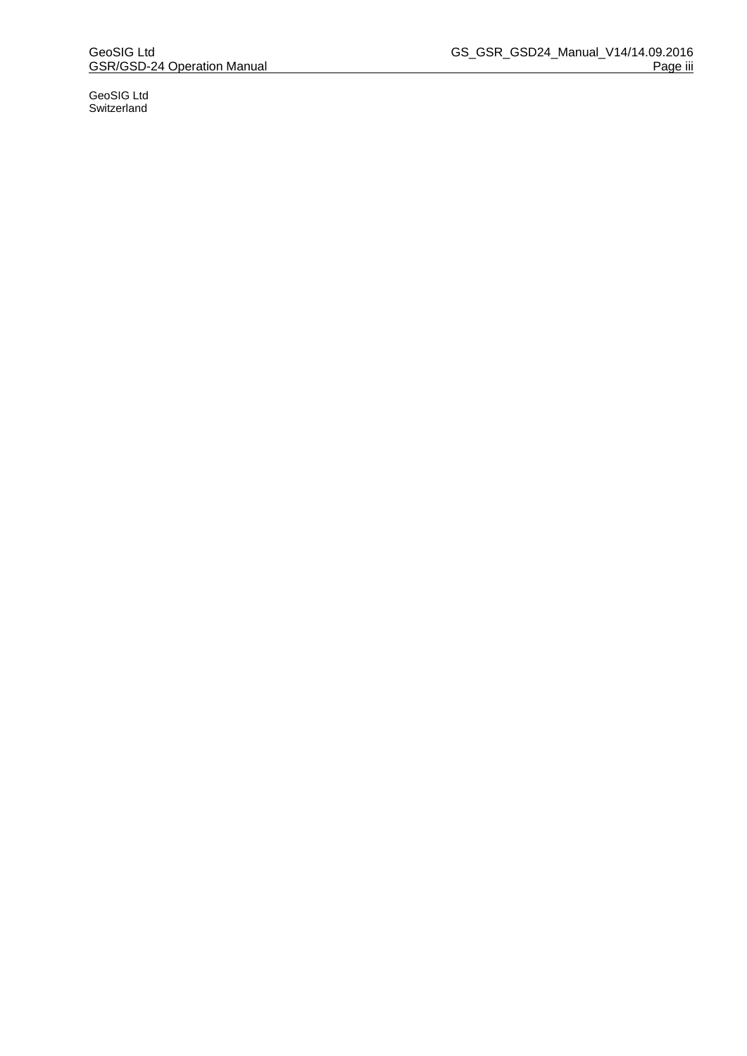GeoSIG Ltd
Switzerland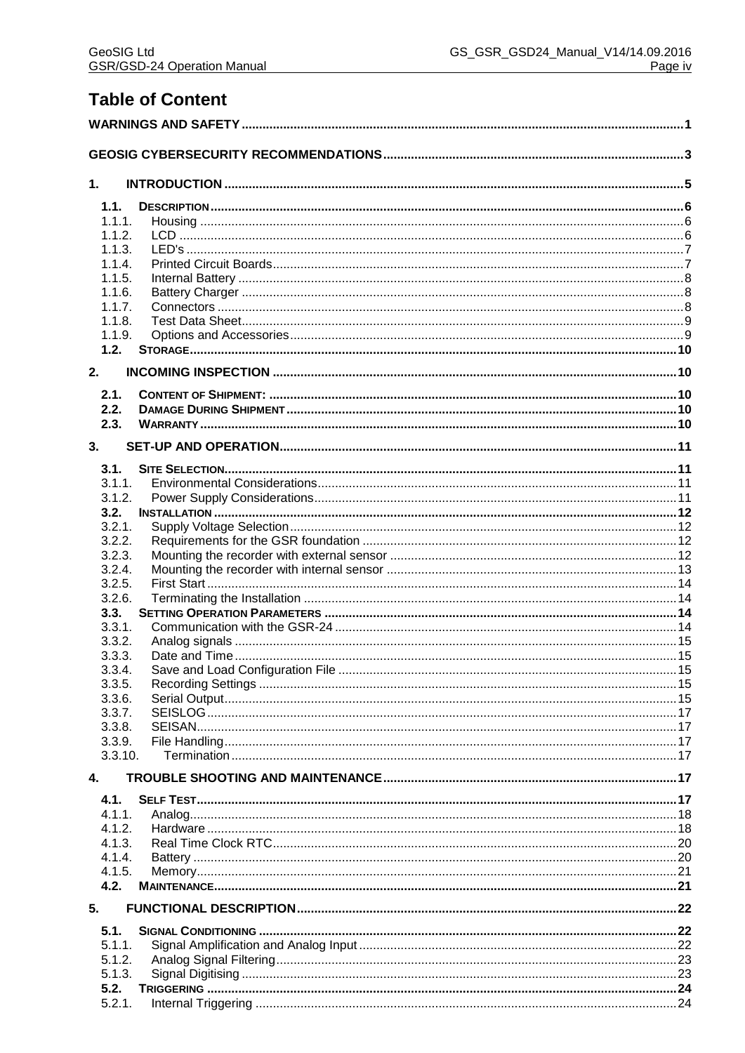# Table of Content

WARNINGS AND SAFETY ..... 1

GEOSIG CYBERSECURITY RECOMMENDATIONS ..... 3

1. INTRODUCTION ..... 5
   - 1.1. DESCRIPTION ..... 6
     - 1.1.1. Housing ..... 6
     - 1.1.2. LCD ..... 6
     - 1.1.3. LED's ..... 7
     - 1.1.4. Printed Circuit Boards ..... 7
     - 1.1.5. Internal Battery ..... 8
     - 1.1.6. Battery Charger ..... 8
     - 1.1.7. Connectors ..... 8
     - 1.1.8. Test Data Sheet ..... 9
     - 1.1.9. Options and Accessories ..... 9
   - 1.2. STORAGE ..... 10
2. INCOMING INSPECTION ..... 10
   - 2.1. CONTENT OF SHIPMENT: ..... 10
   - 2.2. DAMAGE DURING SHIPMENT ..... 10
   - 2.3. WARRANTY ..... 10
3. SET-UP AND OPERATION ..... 11
   - 3.1. SITE SELECTION ..... 11
     - 3.1.1. Environmental Considerations ..... 11
     - 3.1.2. Power Supply Considerations ..... 11
   - 3.2. INSTALLATION ..... 12
     - 3.2.1. Supply Voltage Selection ..... 12
     - 3.2.2. Requirements for the GSR foundation ..... 12
     - 3.2.3. Mounting the recorder with external sensor ..... 12
     - 3.2.4. Mounting the recorder with internal sensor ..... 13
     - 3.2.5. First Start ..... 14
     - 3.2.6. Terminating the Installation ..... 14
   - 3.3. SETTING OPERATION PARAMETERS ..... 14
     - 3.3.1. Communication with the GSR-24 ..... 14
     - 3.3.2. Analog signals ..... 15
     - 3.3.3. Date and Time ..... 15
     - 3.3.4. Save and Load Configuration File ..... 15
     - 3.3.5. Recording Settings ..... 15
     - 3.3.6. Serial Output ..... 15
     - 3.3.7. SEISLOG ..... 17
     - 3.3.8. SEISAN ..... 17
     - 3.3.9. File Handling ..... 17
     - 3.3.10. Termination ..... 17
4. TROUBLE SHOOTING AND MAINTENANCE ..... 17
   - 4.1. SELF TEST ..... 17
     - 4.1.1. Analog ..... 18
     - 4.1.2. Hardware ..... 18
     - 4.1.3. Real Time Clock RTC ..... 20
     - 4.1.4. Battery ..... 20
     - 4.1.5. Memory ..... 21
   - 4.2. MAINTENANCE ..... 21
5. FUNCTIONAL DESCRIPTION ..... 22
   - 5.1. SIGNAL CONDITIONING ..... 22
     - 5.1.1. Signal Amplification and Analog Input ..... 22
     - 5.1.2. Analog Signal Filtering ..... 23
     - 5.1.3. Signal Digitising ..... 23
   - 5.2. TRIGGERING ..... 24
     - 5.2.1. Internal Triggering ..... 24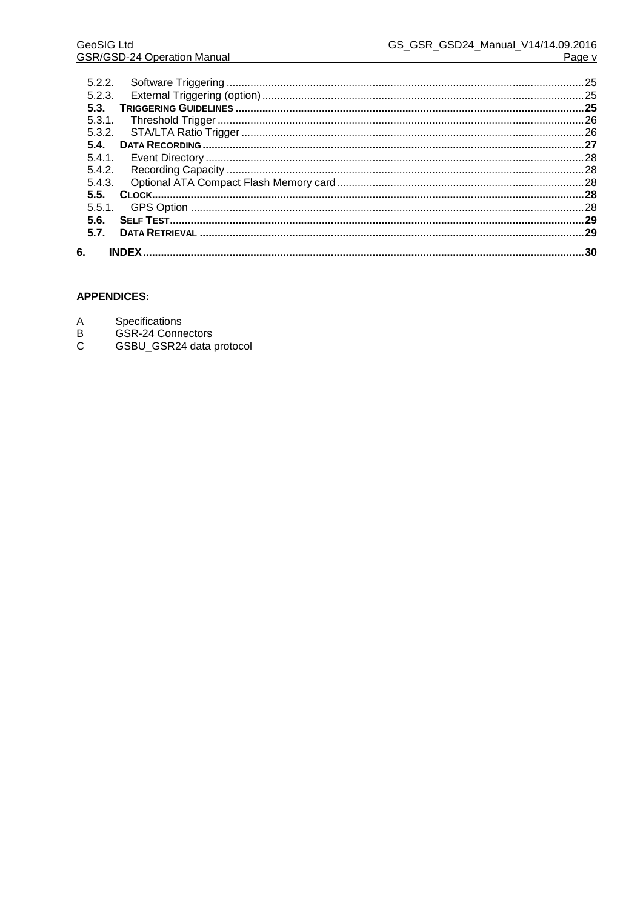5.2.2. Software Triggering ....................................................................................................................25
5.2.3. External Triggering (option) ........................................................................................................25
**5.3. TRIGGERING GUIDELINES ..................................................................................................................25**
5.3.1. Threshold Trigger .........................................................................................................................26
5.3.2. STA/LTA Ratio Trigger .................................................................................................................26
**5.4. DATA RECORDING ............................................................................................................................27**
5.4.1. Event Directory .............................................................................................................................28
5.4.2. Recording Capacity ......................................................................................................................28
5.4.3. Optional ATA Compact Flash Memory card ..................................................................................28
**5.5. CLOCK..............................................................................................................................................28**
5.5.1. GPS Option ..................................................................................................................................28
**5.6. SELF TEST........................................................................................................................................29**
**5.7. DATA RETRIEVAL ..............................................................................................................................29**

**6. INDEX ..................................................................................................................................................30**

**APPENDICES:**

A Specifications
B GSR-24 Connectors
C GSBU_GSR24 data protocol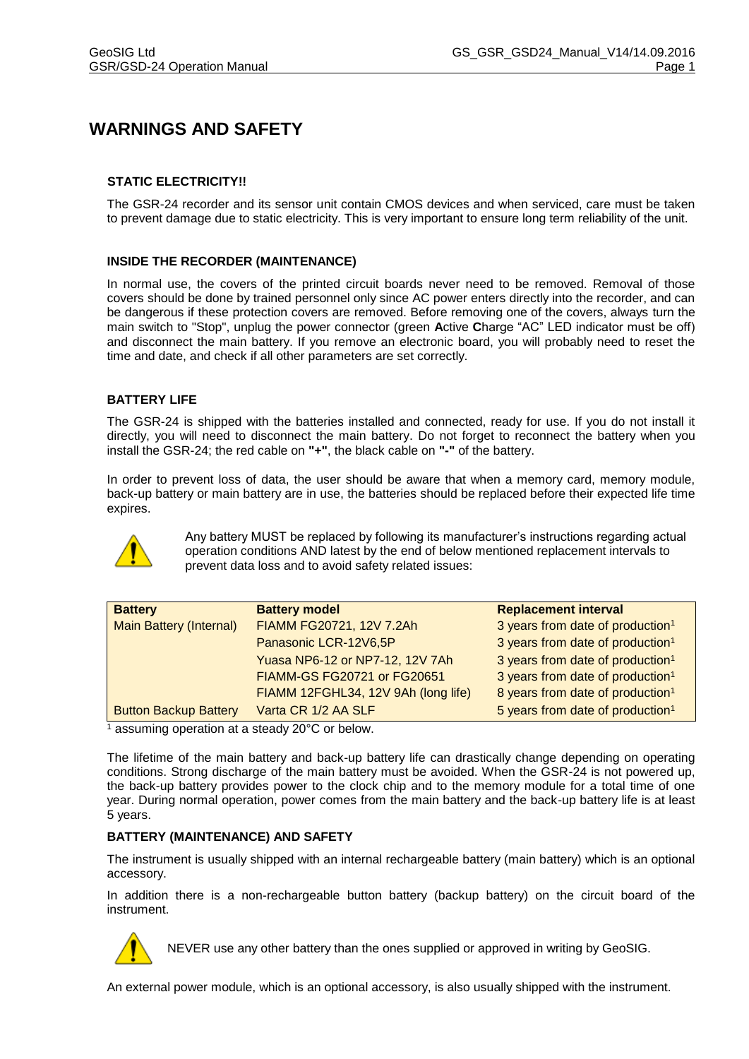# WARNINGS AND SAFETY

### STATIC ELECTRICITY!!

The GSR-24 recorder and its sensor unit contain CMOS devices and when serviced, care must be taken to prevent damage due to static electricity. This is very important to ensure long term reliability of the unit.

### INSIDE THE RECORDER (MAINTENANCE)

In normal use, the covers of the printed circuit boards never need to be removed. Removal of those covers should be done by trained personnel only since AC power enters directly into the recorder, and can be dangerous if these protection covers are removed. Before removing one of the covers, always turn the main switch to "Stop", unplug the power connector (green **A**ctive **C**harge "AC" LED indicator must be off) and disconnect the main battery. If you remove an electronic board, you will probably need to reset the time and date, and check if all other parameters are set correctly.

### BATTERY LIFE

The GSR-24 is shipped with the batteries installed and connected, ready for use. If you do not install it directly, you will need to disconnect the main battery. Do not forget to reconnect the battery when you install the GSR-24; the red cable on **"+"**, the black cable on **"-"** of the battery.

In order to prevent loss of data, the user should be aware that when a memory card, memory module, back-up battery or main battery are in use, the batteries should be replaced before their expected life time expires.

Any battery MUST be replaced by following its manufacturer's instructions regarding actual operation conditions AND latest by the end of below mentioned replacement intervals to prevent data loss and to avoid safety related issues:

| Battery | Battery model | Replacement interval |
|---|---|---|
| Main Battery (Internal) | FIAMM FG20721, 12V 7.2Ah | 3 years from date of production[1] |
| | Panasonic LCR-12V6,5P | 3 years from date of production[1] |
| | Yuasa NP6-12 or NP7-12, 12V 7Ah | 3 years from date of production[1] |
| | FIAMM-GS FG20721 or FG20651 | 3 years from date of production[1] |
| | FIAMM 12FGHL34, 12V 9Ah (long life) | 8 years from date of production[1] |
| Button Backup Battery | Varta CR 1/2 AA SLF | 5 years from date of production[1] |

[1] assuming operation at a steady 20°C or below.

The lifetime of the main battery and back-up battery life can drastically change depending on operating conditions. Strong discharge of the main battery must be avoided. When the GSR-24 is not powered up, the back-up battery provides power to the clock chip and to the memory module for a total time of one year. During normal operation, power comes from the main battery and the back-up battery life is at least 5 years.

### BATTERY (MAINTENANCE) AND SAFETY

The instrument is usually shipped with an internal rechargeable battery (main battery) which is an optional accessory.

In addition there is a non-rechargeable button battery (backup battery) on the circuit board of the instrument.

NEVER use any other battery than the ones supplied or approved in writing by GeoSIG.

An external power module, which is an optional accessory, is also usually shipped with the instrument.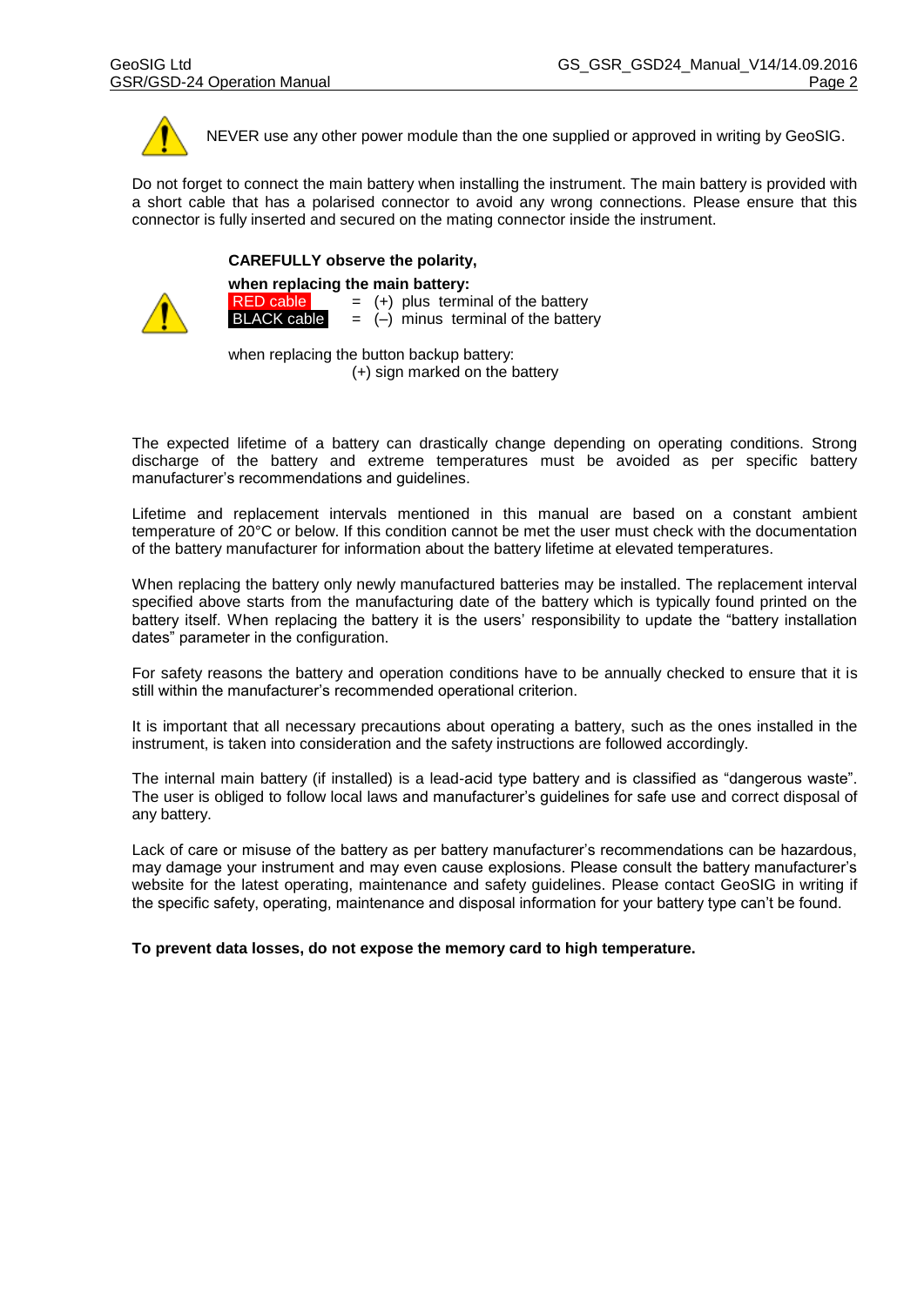NEVER use any other power module than the one supplied or approved in writing by GeoSIG.

Do not forget to connect the main battery when installing the instrument. The main battery is provided with a short cable that has a polarised connector to avoid any wrong connections. Please ensure that this connector is fully inserted and secured on the mating connector inside the instrument.

**CAREFULLY observe the polarity,**

**when replacing the main battery:**

RED cable = (+) plus terminal of the battery
BLACK cable = (–) minus terminal of the battery

when replacing the button backup battery:
(+) sign marked on the battery

The expected lifetime of a battery can drastically change depending on operating conditions. Strong discharge of the battery and extreme temperatures must be avoided as per specific battery manufacturer's recommendations and guidelines.

Lifetime and replacement intervals mentioned in this manual are based on a constant ambient temperature of 20°C or below. If this condition cannot be met the user must check with the documentation of the battery manufacturer for information about the battery lifetime at elevated temperatures.

When replacing the battery only newly manufactured batteries may be installed. The replacement interval specified above starts from the manufacturing date of the battery which is typically found printed on the battery itself. When replacing the battery it is the users' responsibility to update the "battery installation dates" parameter in the configuration.

For safety reasons the battery and operation conditions have to be annually checked to ensure that it is still within the manufacturer's recommended operational criterion.

It is important that all necessary precautions about operating a battery, such as the ones installed in the instrument, is taken into consideration and the safety instructions are followed accordingly.

The internal main battery (if installed) is a lead-acid type battery and is classified as "dangerous waste". The user is obliged to follow local laws and manufacturer's guidelines for safe use and correct disposal of any battery.

Lack of care or misuse of the battery as per battery manufacturer's recommendations can be hazardous, may damage your instrument and may even cause explosions. Please consult the battery manufacturer's website for the latest operating, maintenance and safety guidelines. Please contact GeoSIG in writing if the specific safety, operating, maintenance and disposal information for your battery type can't be found.

**To prevent data losses, do not expose the memory card to high temperature.**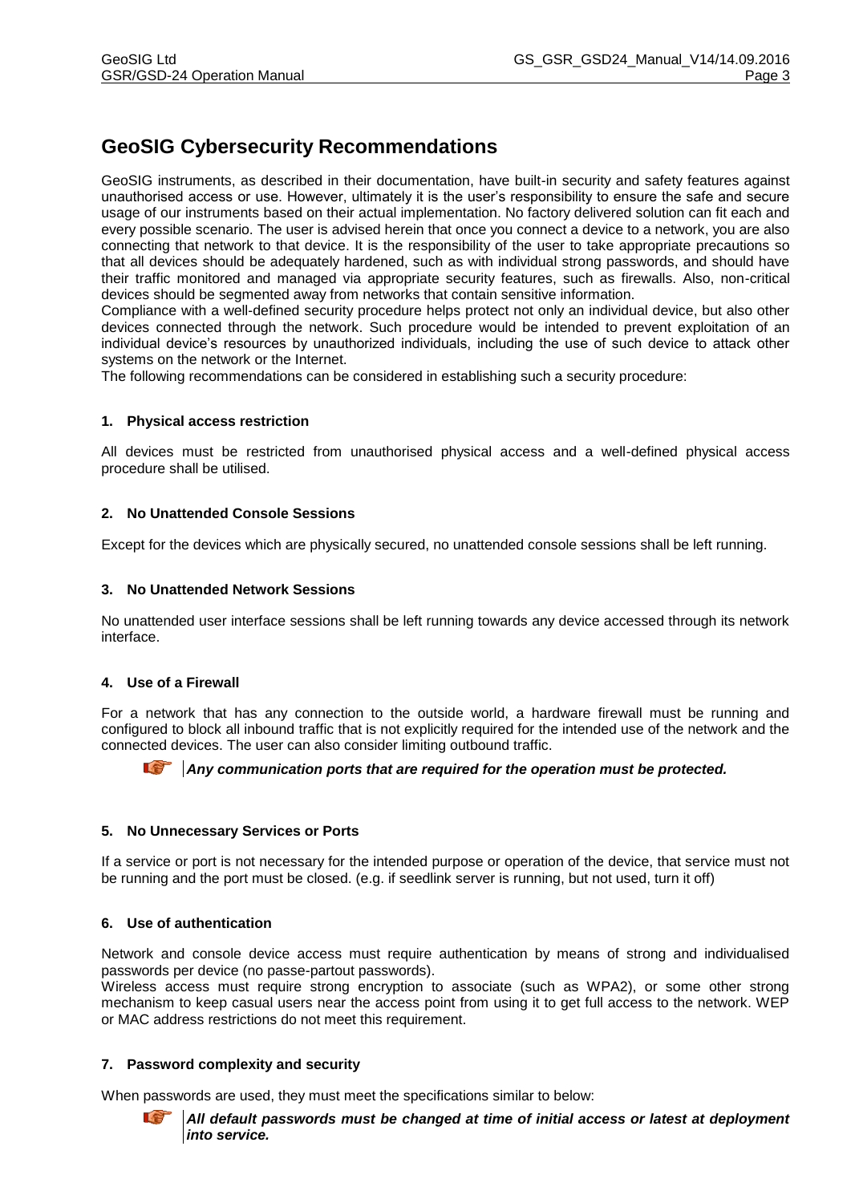# GeoSIG Cybersecurity Recommendations

GeoSIG instruments, as described in their documentation, have built-in security and safety features against unauthorised access or use. However, ultimately it is the user's responsibility to ensure the safe and secure usage of our instruments based on their actual implementation. No factory delivered solution can fit each and every possible scenario. The user is advised herein that once you connect a device to a network, you are also connecting that network to that device. It is the responsibility of the user to take appropriate precautions so that all devices should be adequately hardened, such as with individual strong passwords, and should have their traffic monitored and managed via appropriate security features, such as firewalls. Also, non-critical devices should be segmented away from networks that contain sensitive information.

Compliance with a well-defined security procedure helps protect not only an individual device, but also other devices connected through the network. Such procedure would be intended to prevent exploitation of an individual device's resources by unauthorized individuals, including the use of such device to attack other systems on the network or the Internet.

The following recommendations can be considered in establishing such a security procedure:

### 1. Physical access restriction

All devices must be restricted from unauthorised physical access and a well-defined physical access procedure shall be utilised.

### 2. No Unattended Console Sessions

Except for the devices which are physically secured, no unattended console sessions shall be left running.

### 3. No Unattended Network Sessions

No unattended user interface sessions shall be left running towards any device accessed through its network interface.

### 4. Use of a Firewall

For a network that has any connection to the outside world, a hardware firewall must be running and configured to block all inbound traffic that is not explicitly required for the intended use of the network and the connected devices. The user can also consider limiting outbound traffic.

> ***Any communication ports that are required for the operation must be protected.***

### 5. No Unnecessary Services or Ports

If a service or port is not necessary for the intended purpose or operation of the device, that service must not be running and the port must be closed. (e.g. if seedlink server is running, but not used, turn it off)

### 6. Use of authentication

Network and console device access must require authentication by means of strong and individualised passwords per device (no passe-partout passwords).

Wireless access must require strong encryption to associate (such as WPA2), or some other strong mechanism to keep casual users near the access point from using it to get full access to the network. WEP or MAC address restrictions do not meet this requirement.

### 7. Password complexity and security

When passwords are used, they must meet the specifications similar to below:

> ***All default passwords must be changed at time of initial access or latest at deployment into service.***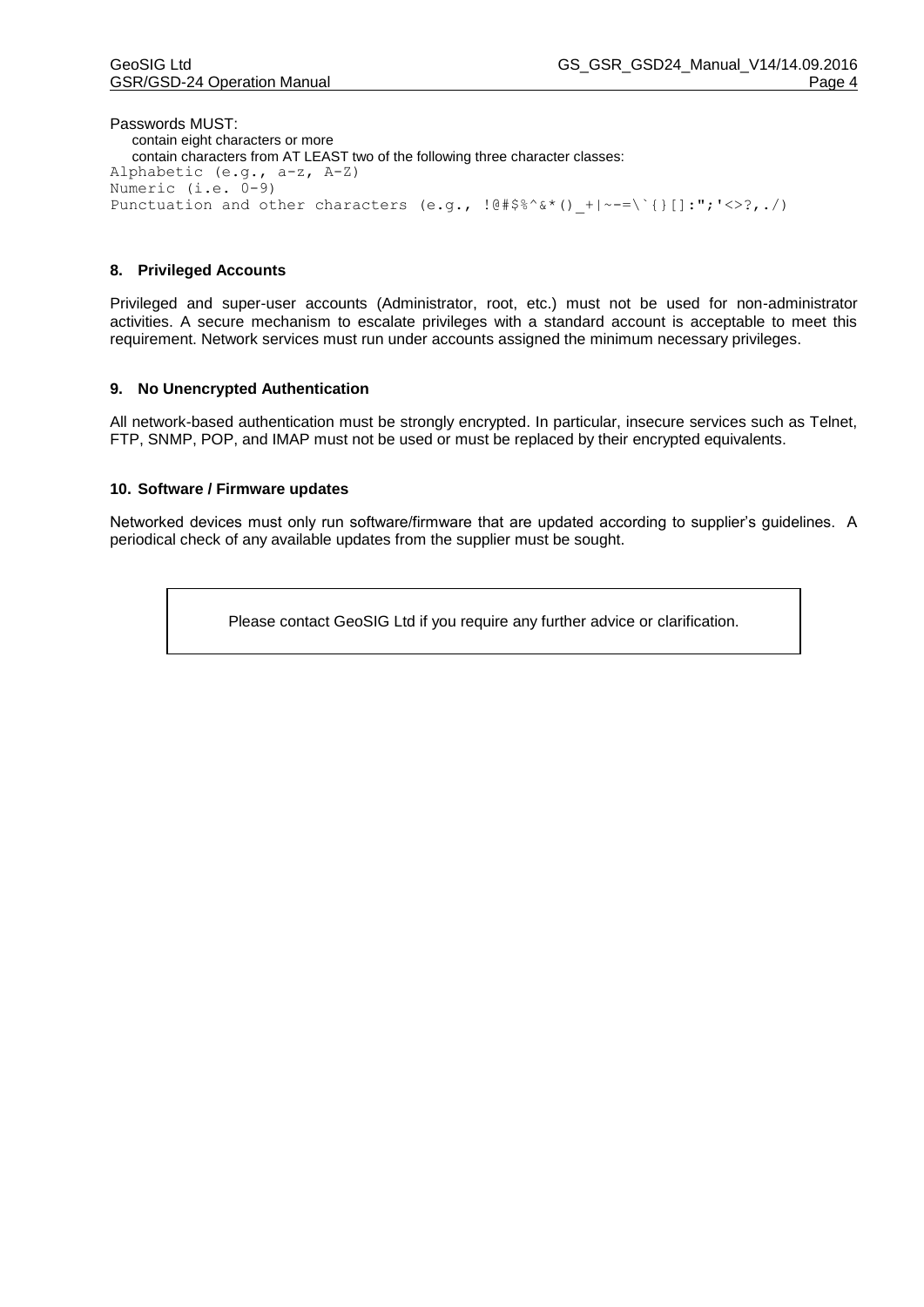Passwords MUST:

- contain eight characters or more
- contain characters from AT LEAST two of the following three character classes:

```
Alphabetic (e.g., a-z, A-Z)
Numeric (i.e. 0-9)
Punctuation and other characters (e.g., !@#$%^&*()_+|~-=\`{}[]:";'<>?,./)
```

### 8. Privileged Accounts

Privileged and super-user accounts (Administrator, root, etc.) must not be used for non-administrator activities. A secure mechanism to escalate privileges with a standard account is acceptable to meet this requirement. Network services must run under accounts assigned the minimum necessary privileges.

### 9. No Unencrypted Authentication

All network-based authentication must be strongly encrypted. In particular, insecure services such as Telnet, FTP, SNMP, POP, and IMAP must not be used or must be replaced by their encrypted equivalents.

### 10. Software / Firmware updates

Networked devices must only run software/firmware that are updated according to supplier's guidelines. A periodical check of any available updates from the supplier must be sought.

| Please contact GeoSIG Ltd if you require any further advice or clarification. |
| --- |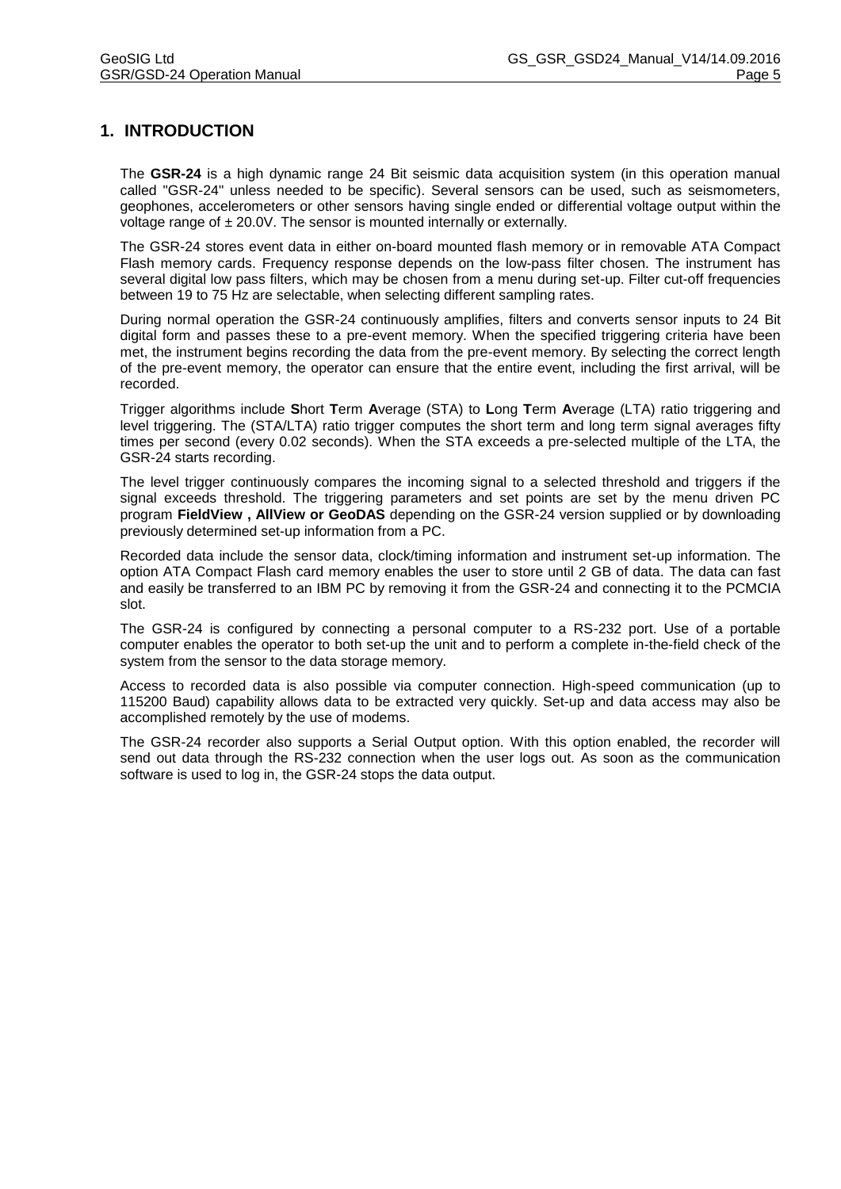# 1. INTRODUCTION

The **GSR-24** is a high dynamic range 24 Bit seismic data acquisition system (in this operation manual called "GSR-24" unless needed to be specific). Several sensors can be used, such as seismometers, geophones, accelerometers or other sensors having single ended or differential voltage output within the voltage range of ± 20.0V. The sensor is mounted internally or externally.

The GSR-24 stores event data in either on-board mounted flash memory or in removable ATA Compact Flash memory cards. Frequency response depends on the low-pass filter chosen. The instrument has several digital low pass filters, which may be chosen from a menu during set-up. Filter cut-off frequencies between 19 to 75 Hz are selectable, when selecting different sampling rates.

During normal operation the GSR-24 continuously amplifies, filters and converts sensor inputs to 24 Bit digital form and passes these to a pre-event memory. When the specified triggering criteria have been met, the instrument begins recording the data from the pre-event memory. By selecting the correct length of the pre-event memory, the operator can ensure that the entire event, including the first arrival, will be recorded.

Trigger algorithms include **S**hort **T**erm **A**verage (STA) to **L**ong **T**erm **A**verage (LTA) ratio triggering and level triggering. The (STA/LTA) ratio trigger computes the short term and long term signal averages fifty times per second (every 0.02 seconds). When the STA exceeds a pre-selected multiple of the LTA, the GSR-24 starts recording.

The level trigger continuously compares the incoming signal to a selected threshold and triggers if the signal exceeds threshold. The triggering parameters and set points are set by the menu driven PC program **FieldView , AllView or GeoDAS** depending on the GSR-24 version supplied or by downloading previously determined set-up information from a PC.

Recorded data include the sensor data, clock/timing information and instrument set-up information. The option ATA Compact Flash card memory enables the user to store until 2 GB of data. The data can fast and easily be transferred to an IBM PC by removing it from the GSR-24 and connecting it to the PCMCIA slot.

The GSR-24 is configured by connecting a personal computer to a RS-232 port. Use of a portable computer enables the operator to both set-up the unit and to perform a complete in-the-field check of the system from the sensor to the data storage memory.

Access to recorded data is also possible via computer connection. High-speed communication (up to 115200 Baud) capability allows data to be extracted very quickly. Set-up and data access may also be accomplished remotely by the use of modems.

The GSR-24 recorder also supports a Serial Output option. With this option enabled, the recorder will send out data through the RS-232 connection when the user logs out. As soon as the communication software is used to log in, the GSR-24 stops the data output.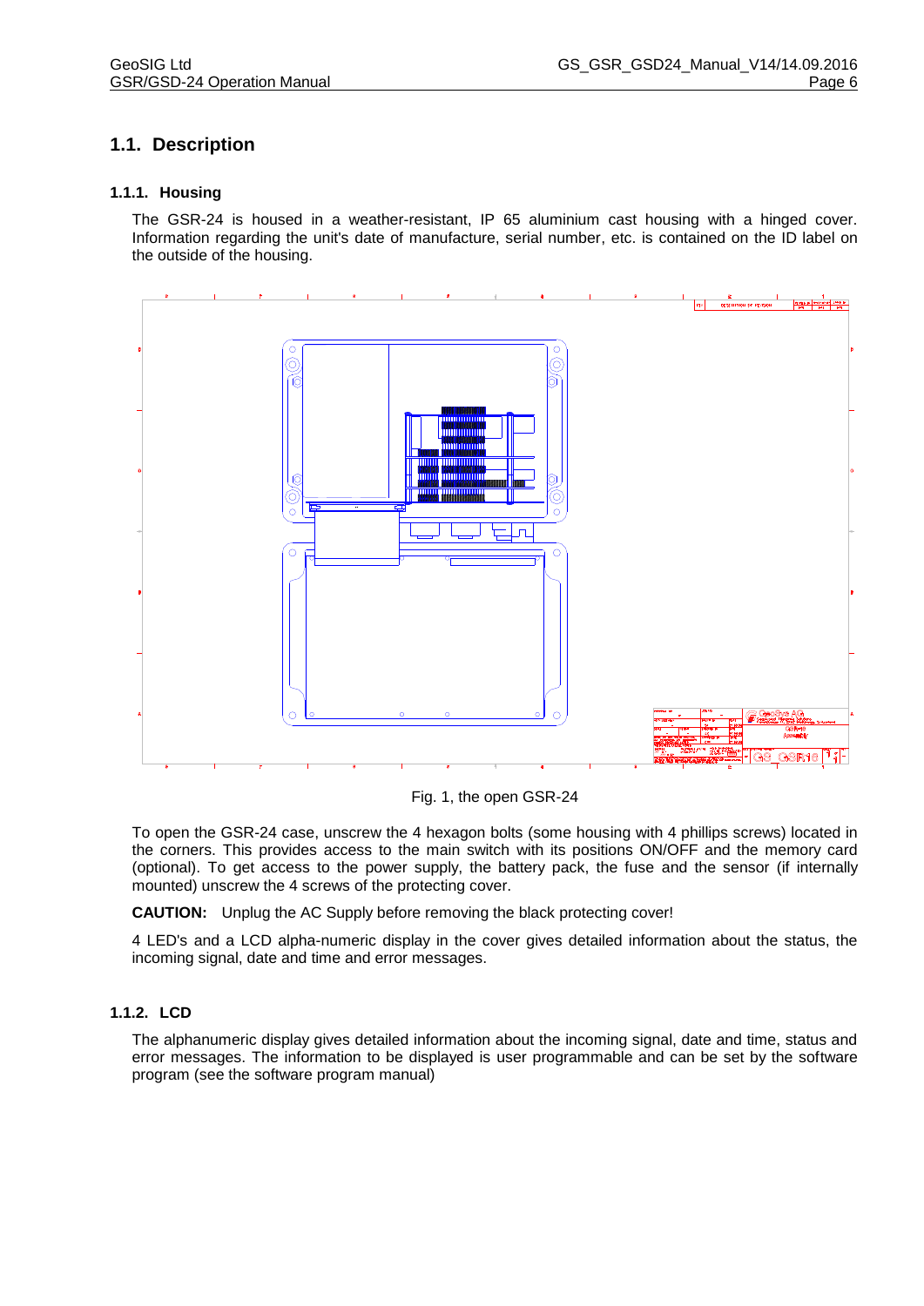## 1.1. Description

### 1.1.1. Housing

The GSR-24 is housed in a weather-resistant, IP 65 aluminium cast housing with a hinged cover. Information regarding the unit's date of manufacture, serial number, etc. is contained on the ID label on the outside of the housing.

Fig. 1, the open GSR-24

To open the GSR-24 case, unscrew the 4 hexagon bolts (some housing with 4 phillips screws) located in the corners. This provides access to the main switch with its positions ON/OFF and the memory card (optional). To get access to the power supply, the battery pack, the fuse and the sensor (if internally mounted) unscrew the 4 screws of the protecting cover.

**CAUTION:** Unplug the AC Supply before removing the black protecting cover!

4 LED's and a LCD alpha-numeric display in the cover gives detailed information about the status, the incoming signal, date and time and error messages.

### 1.1.2. LCD

The alphanumeric display gives detailed information about the incoming signal, date and time, status and error messages. The information to be displayed is user programmable and can be set by the software program (see the software program manual)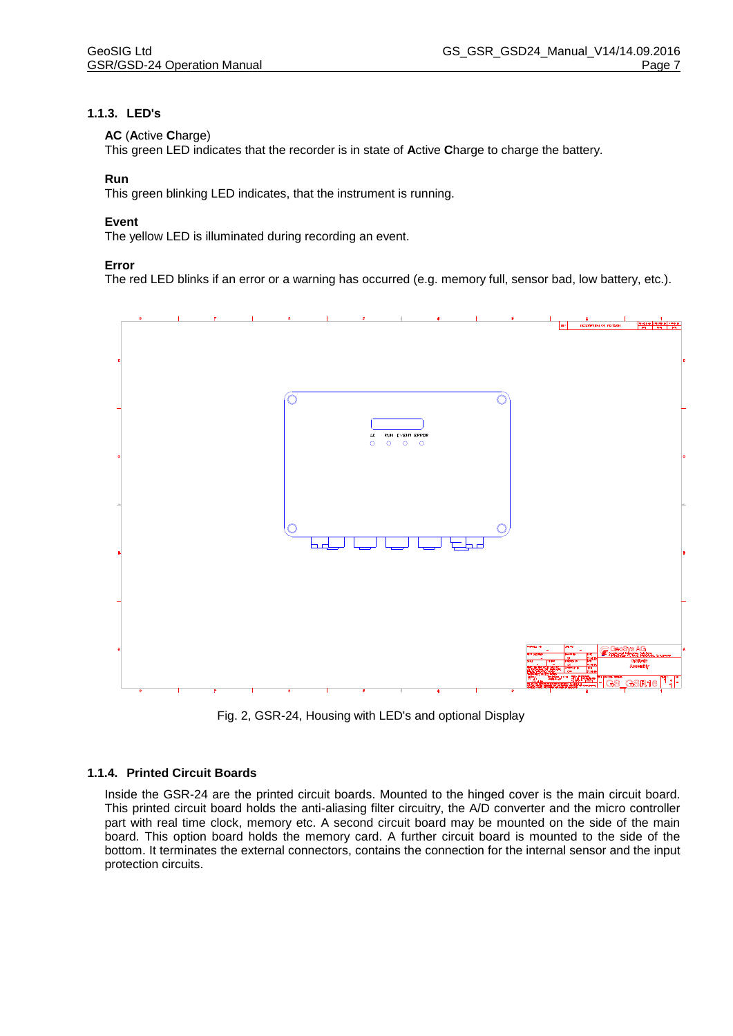### 1.1.3. LED's

**AC** (**A**ctive **C**harge)
This green LED indicates that the recorder is in state of **A**ctive **C**harge to charge the battery.

**Run**
This green blinking LED indicates, that the instrument is running.

**Event**
The yellow LED is illuminated during recording an event.

**Error**
The red LED blinks if an error or a warning has occurred (e.g. memory full, sensor bad, low battery, etc.).

Fig. 2, GSR-24, Housing with LED's and optional Display

### 1.1.4. Printed Circuit Boards

Inside the GSR-24 are the printed circuit boards. Mounted to the hinged cover is the main circuit board. This printed circuit board holds the anti-aliasing filter circuitry, the A/D converter and the micro controller part with real time clock, memory etc. A second circuit board may be mounted on the side of the main board. This option board holds the memory card. A further circuit board is mounted to the side of the bottom. It terminates the external connectors, contains the connection for the internal sensor and the input protection circuits.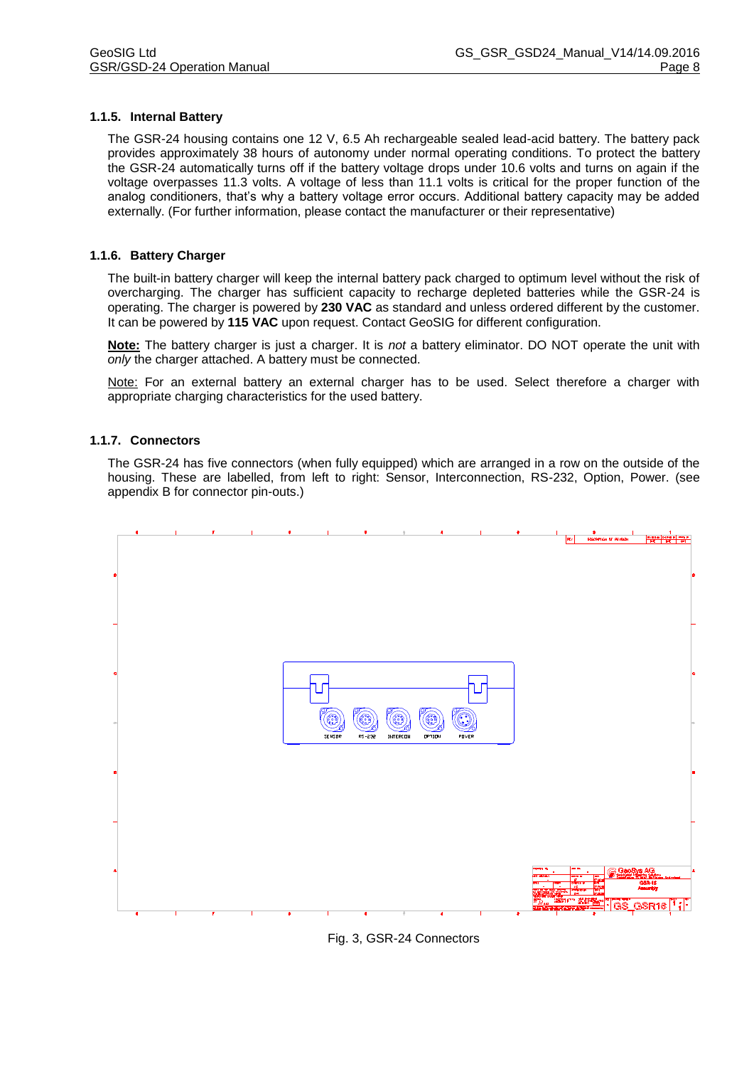### 1.1.5. Internal Battery

The GSR-24 housing contains one 12 V, 6.5 Ah rechargeable sealed lead-acid battery. The battery pack provides approximately 38 hours of autonomy under normal operating conditions. To protect the battery the GSR-24 automatically turns off if the battery voltage drops under 10.6 volts and turns on again if the voltage overpasses 11.3 volts. A voltage of less than 11.1 volts is critical for the proper function of the analog conditioners, that's why a battery voltage error occurs. Additional battery capacity may be added externally. (For further information, please contact the manufacturer or their representative)

### 1.1.6. Battery Charger

The built-in battery charger will keep the internal battery pack charged to optimum level without the risk of overcharging. The charger has sufficient capacity to recharge depleted batteries while the GSR-24 is operating. The charger is powered by **230 VAC** as standard and unless ordered different by the customer. It can be powered by **115 VAC** upon request. Contact GeoSIG for different configuration.

**Note:** The battery charger is just a charger. It is *not* a battery eliminator. DO NOT operate the unit with *only* the charger attached. A battery must be connected.

Note: For an external battery an external charger has to be used. Select therefore a charger with appropriate charging characteristics for the used battery.

### 1.1.7. Connectors

The GSR-24 has five connectors (when fully equipped) which are arranged in a row on the outside of the housing. These are labelled, from left to right: Sensor, Interconnection, RS-232, Option, Power. (see appendix B for connector pin-outs.)

Fig. 3, GSR-24 Connectors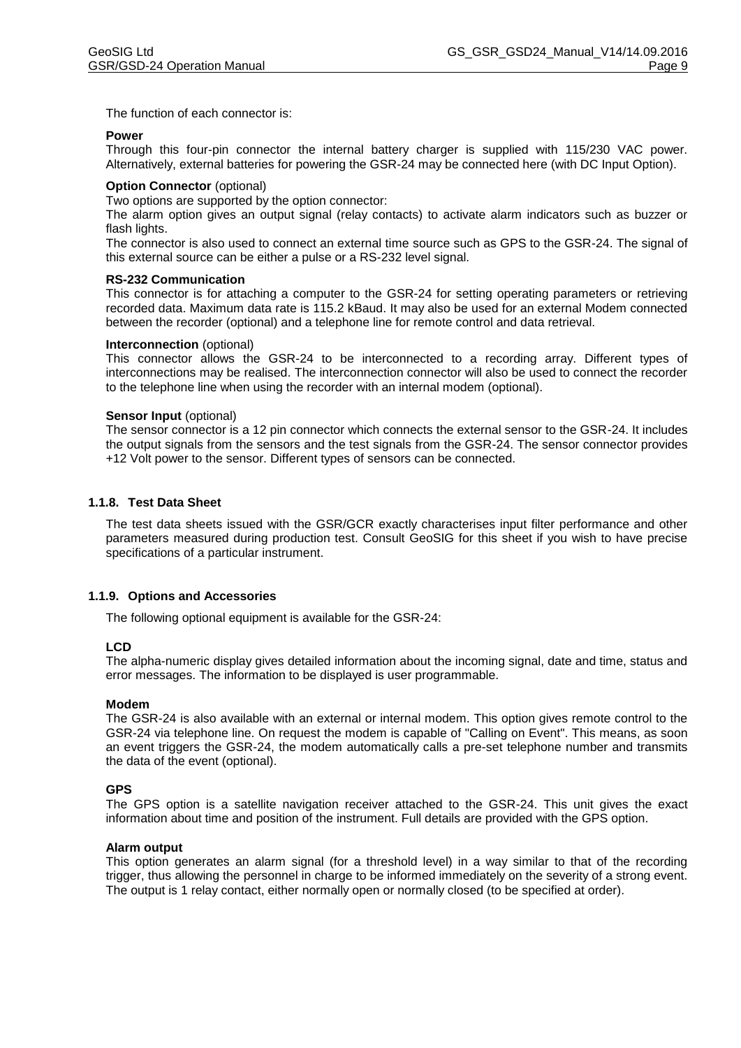The function of each connector is:

**Power**
Through this four-pin connector the internal battery charger is supplied with 115/230 VAC power. Alternatively, external batteries for powering the GSR-24 may be connected here (with DC Input Option).

**Option Connector** (optional)
Two options are supported by the option connector:
The alarm option gives an output signal (relay contacts) to activate alarm indicators such as buzzer or flash lights.
The connector is also used to connect an external time source such as GPS to the GSR-24. The signal of this external source can be either a pulse or a RS-232 level signal.

**RS-232 Communication**
This connector is for attaching a computer to the GSR-24 for setting operating parameters or retrieving recorded data. Maximum data rate is 115.2 kBaud. It may also be used for an external Modem connected between the recorder (optional) and a telephone line for remote control and data retrieval.

**Interconnection** (optional)
This connector allows the GSR-24 to be interconnected to a recording array. Different types of interconnections may be realised. The interconnection connector will also be used to connect the recorder to the telephone line when using the recorder with an internal modem (optional).

**Sensor Input** (optional)
The sensor connector is a 12 pin connector which connects the external sensor to the GSR-24. It includes the output signals from the sensors and the test signals from the GSR-24. The sensor connector provides +12 Volt power to the sensor. Different types of sensors can be connected.

### 1.1.8. Test Data Sheet

The test data sheets issued with the GSR/GCR exactly characterises input filter performance and other parameters measured during production test. Consult GeoSIG for this sheet if you wish to have precise specifications of a particular instrument.

### 1.1.9. Options and Accessories

The following optional equipment is available for the GSR-24:

**LCD**
The alpha-numeric display gives detailed information about the incoming signal, date and time, status and error messages. The information to be displayed is user programmable.

**Modem**
The GSR-24 is also available with an external or internal modem. This option gives remote control to the GSR-24 via telephone line. On request the modem is capable of "Calling on Event". This means, as soon an event triggers the GSR-24, the modem automatically calls a pre-set telephone number and transmits the data of the event (optional).

**GPS**
The GPS option is a satellite navigation receiver attached to the GSR-24. This unit gives the exact information about time and position of the instrument. Full details are provided with the GPS option.

**Alarm output**
This option generates an alarm signal (for a threshold level) in a way similar to that of the recording trigger, thus allowing the personnel in charge to be informed immediately on the severity of a strong event. The output is 1 relay contact, either normally open or normally closed (to be specified at order).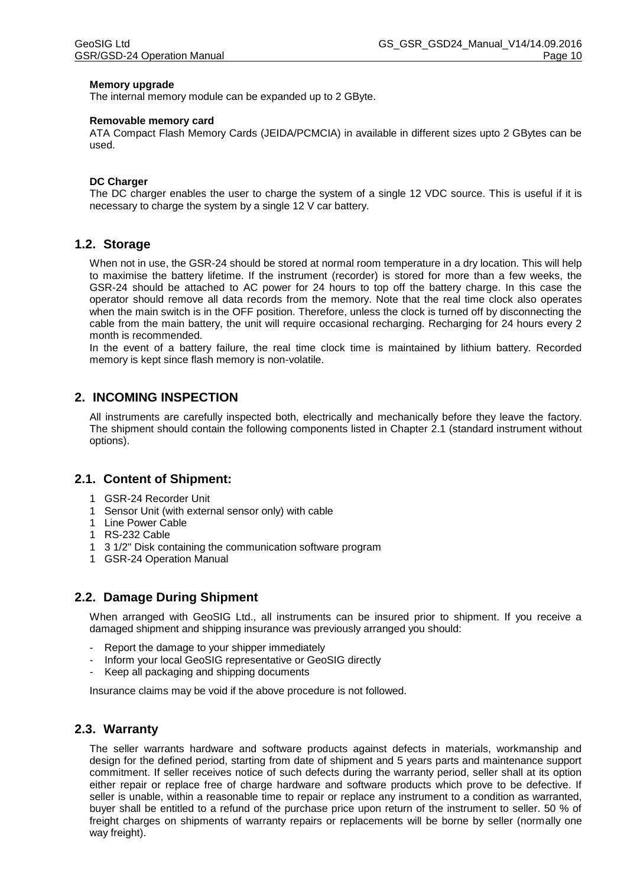**Memory upgrade**

The internal memory module can be expanded up to 2 GByte.

**Removable memory card**

ATA Compact Flash Memory Cards (JEIDA/PCMCIA) in available in different sizes upto 2 GBytes can be used.

**DC Charger**

The DC charger enables the user to charge the system of a single 12 VDC source. This is useful if it is necessary to charge the system by a single 12 V car battery.

## 1.2. Storage

When not in use, the GSR-24 should be stored at normal room temperature in a dry location. This will help to maximise the battery lifetime. If the instrument (recorder) is stored for more than a few weeks, the GSR-24 should be attached to AC power for 24 hours to top off the battery charge. In this case the operator should remove all data records from the memory. Note that the real time clock also operates when the main switch is in the OFF position. Therefore, unless the clock is turned off by disconnecting the cable from the main battery, the unit will require occasional recharging. Recharging for 24 hours every 2 month is recommended.

In the event of a battery failure, the real time clock time is maintained by lithium battery. Recorded memory is kept since flash memory is non-volatile.

# 2. INCOMING INSPECTION

All instruments are carefully inspected both, electrically and mechanically before they leave the factory. The shipment should contain the following components listed in Chapter 2.1 (standard instrument without options).

## 2.1. Content of Shipment:

1 GSR-24 Recorder Unit
1 Sensor Unit (with external sensor only) with cable
1 Line Power Cable
1 RS-232 Cable
1 3 1/2" Disk containing the communication software program
1 GSR-24 Operation Manual

## 2.2. Damage During Shipment

When arranged with GeoSIG Ltd., all instruments can be insured prior to shipment. If you receive a damaged shipment and shipping insurance was previously arranged you should:

- Report the damage to your shipper immediately
- Inform your local GeoSIG representative or GeoSIG directly
- Keep all packaging and shipping documents

Insurance claims may be void if the above procedure is not followed.

## 2.3. Warranty

The seller warrants hardware and software products against defects in materials, workmanship and design for the defined period, starting from date of shipment and 5 years parts and maintenance support commitment. If seller receives notice of such defects during the warranty period, seller shall at its option either repair or replace free of charge hardware and software products which prove to be defective. If seller is unable, within a reasonable time to repair or replace any instrument to a condition as warranted, buyer shall be entitled to a refund of the purchase price upon return of the instrument to seller. 50 % of freight charges on shipments of warranty repairs or replacements will be borne by seller (normally one way freight).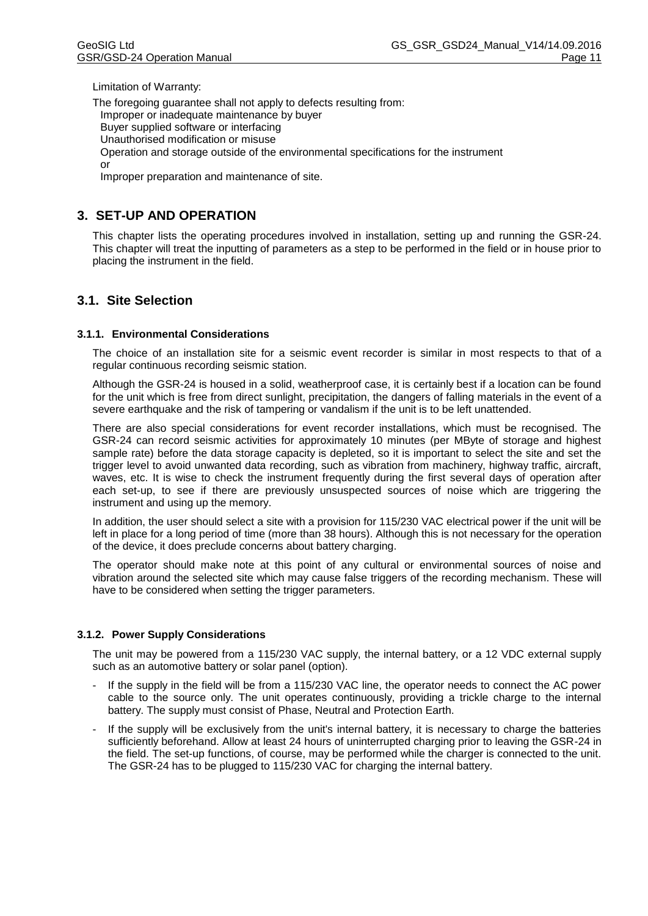Limitation of Warranty:

The foregoing guarantee shall not apply to defects resulting from:
Improper or inadequate maintenance by buyer
Buyer supplied software or interfacing
Unauthorised modification or misuse
Operation and storage outside of the environmental specifications for the instrument
or
Improper preparation and maintenance of site.

# 3. SET-UP AND OPERATION

This chapter lists the operating procedures involved in installation, setting up and running the GSR-24. This chapter will treat the inputting of parameters as a step to be performed in the field or in house prior to placing the instrument in the field.

## 3.1. Site Selection

### 3.1.1. Environmental Considerations

The choice of an installation site for a seismic event recorder is similar in most respects to that of a regular continuous recording seismic station.

Although the GSR-24 is housed in a solid, weatherproof case, it is certainly best if a location can be found for the unit which is free from direct sunlight, precipitation, the dangers of falling materials in the event of a severe earthquake and the risk of tampering or vandalism if the unit is to be left unattended.

There are also special considerations for event recorder installations, which must be recognised. The GSR-24 can record seismic activities for approximately 10 minutes (per MByte of storage and highest sample rate) before the data storage capacity is depleted, so it is important to select the site and set the trigger level to avoid unwanted data recording, such as vibration from machinery, highway traffic, aircraft, waves, etc. It is wise to check the instrument frequently during the first several days of operation after each set-up, to see if there are previously unsuspected sources of noise which are triggering the instrument and using up the memory.

In addition, the user should select a site with a provision for 115/230 VAC electrical power if the unit will be left in place for a long period of time (more than 38 hours). Although this is not necessary for the operation of the device, it does preclude concerns about battery charging.

The operator should make note at this point of any cultural or environmental sources of noise and vibration around the selected site which may cause false triggers of the recording mechanism. These will have to be considered when setting the trigger parameters.

### 3.1.2. Power Supply Considerations

The unit may be powered from a 115/230 VAC supply, the internal battery, or a 12 VDC external supply such as an automotive battery or solar panel (option).

- If the supply in the field will be from a 115/230 VAC line, the operator needs to connect the AC power cable to the source only. The unit operates continuously, providing a trickle charge to the internal battery. The supply must consist of Phase, Neutral and Protection Earth.
- If the supply will be exclusively from the unit's internal battery, it is necessary to charge the batteries sufficiently beforehand. Allow at least 24 hours of uninterrupted charging prior to leaving the GSR-24 in the field. The set-up functions, of course, may be performed while the charger is connected to the unit. The GSR-24 has to be plugged to 115/230 VAC for charging the internal battery.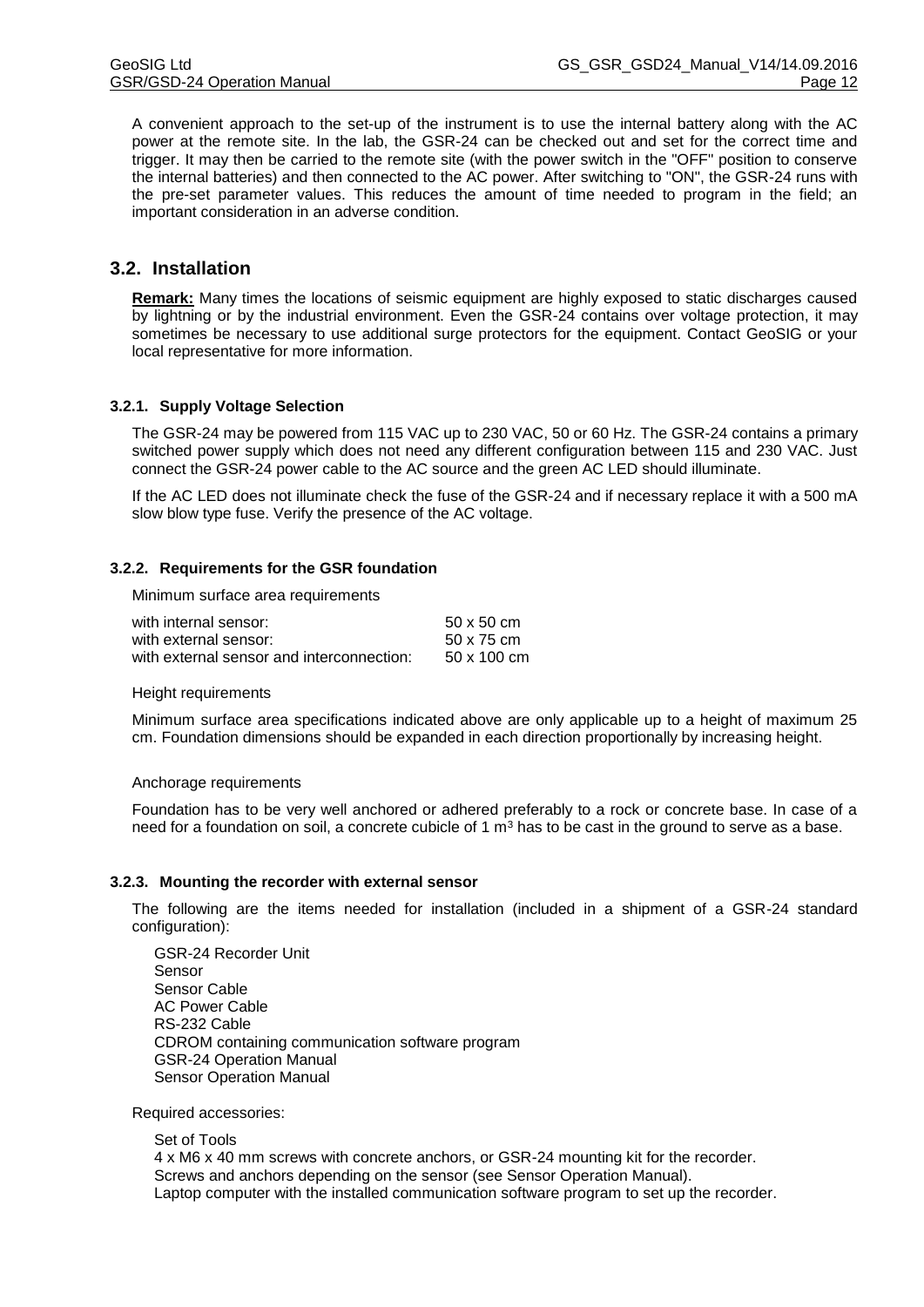A convenient approach to the set-up of the instrument is to use the internal battery along with the AC power at the remote site. In the lab, the GSR-24 can be checked out and set for the correct time and trigger. It may then be carried to the remote site (with the power switch in the "OFF" position to conserve the internal batteries) and then connected to the AC power. After switching to "ON", the GSR-24 runs with the pre-set parameter values. This reduces the amount of time needed to program in the field; an important consideration in an adverse condition.

## 3.2. Installation

**Remark:** Many times the locations of seismic equipment are highly exposed to static discharges caused by lightning or by the industrial environment. Even the GSR-24 contains over voltage protection, it may sometimes be necessary to use additional surge protectors for the equipment. Contact GeoSIG or your local representative for more information.

### 3.2.1. Supply Voltage Selection

The GSR-24 may be powered from 115 VAC up to 230 VAC, 50 or 60 Hz. The GSR-24 contains a primary switched power supply which does not need any different configuration between 115 and 230 VAC. Just connect the GSR-24 power cable to the AC source and the green AC LED should illuminate.

If the AC LED does not illuminate check the fuse of the GSR-24 and if necessary replace it with a 500 mA slow blow type fuse. Verify the presence of the AC voltage.

### 3.2.2. Requirements for the GSR foundation

Minimum surface area requirements

| | |
|---|---|
| with internal sensor: | 50 x 50 cm |
| with external sensor: | 50 x 75 cm |
| with external sensor and interconnection: | 50 x 100 cm |

Height requirements

Minimum surface area specifications indicated above are only applicable up to a height of maximum 25 cm. Foundation dimensions should be expanded in each direction proportionally by increasing height.

Anchorage requirements

Foundation has to be very well anchored or adhered preferably to a rock or concrete base. In case of a need for a foundation on soil, a concrete cubicle of 1 $m^3$ has to be cast in the ground to serve as a base.

### 3.2.3. Mounting the recorder with external sensor

The following are the items needed for installation (included in a shipment of a GSR-24 standard configuration):

GSR-24 Recorder Unit
Sensor
Sensor Cable
AC Power Cable
RS-232 Cable
CDROM containing communication software program
GSR-24 Operation Manual
Sensor Operation Manual

Required accessories:

Set of Tools
4 x M6 x 40 mm screws with concrete anchors, or GSR-24 mounting kit for the recorder.
Screws and anchors depending on the sensor (see Sensor Operation Manual).
Laptop computer with the installed communication software program to set up the recorder.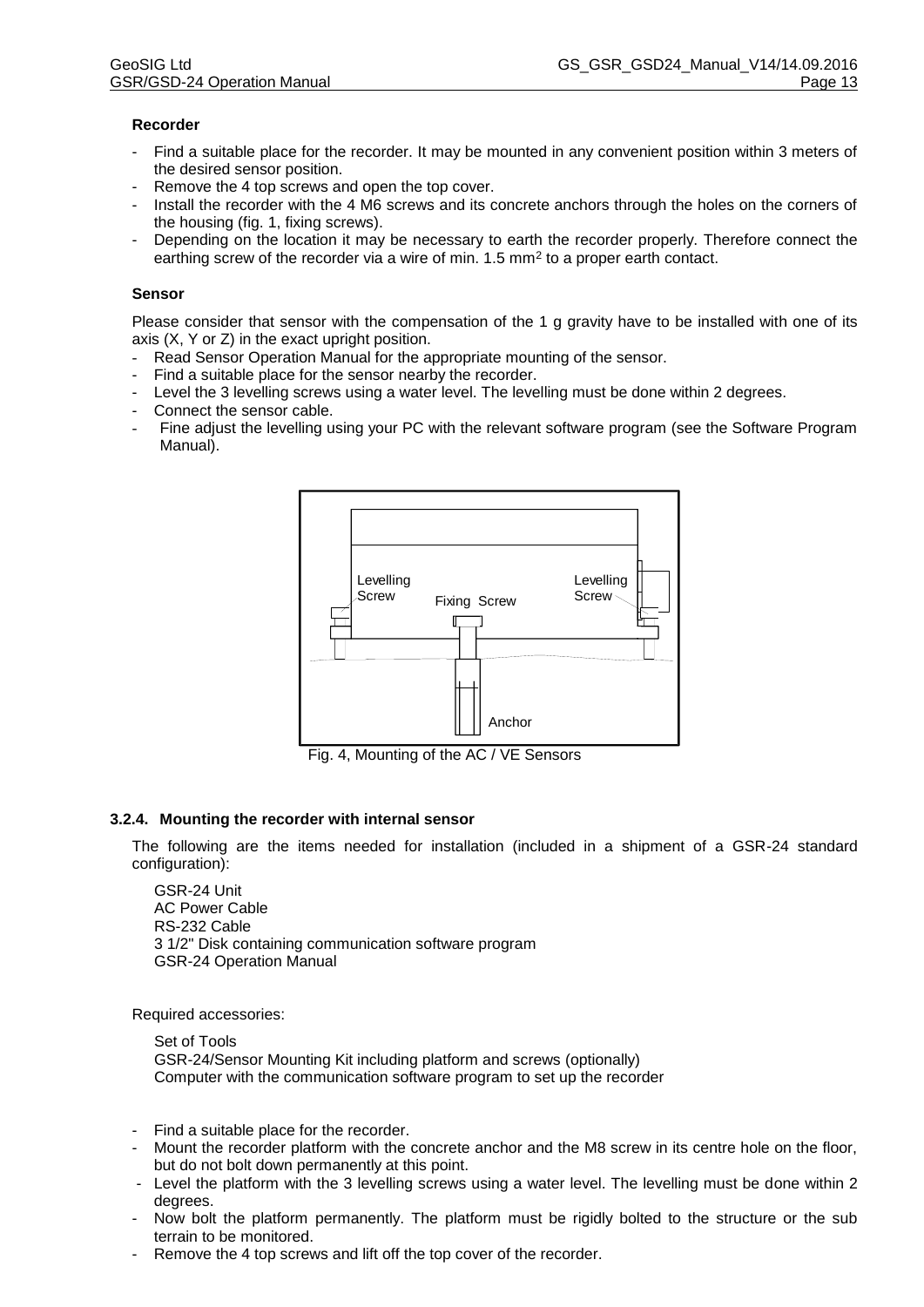**Recorder**

- Find a suitable place for the recorder. It may be mounted in any convenient position within 3 meters of the desired sensor position.
- Remove the 4 top screws and open the top cover.
- Install the recorder with the 4 M6 screws and its concrete anchors through the holes on the corners of the housing (fig. 1, fixing screws).
- Depending on the location it may be necessary to earth the recorder properly. Therefore connect the earthing screw of the recorder via a wire of min. 1.5 mm$^2$ to a proper earth contact.

**Sensor**

Please consider that sensor with the compensation of the 1 g gravity have to be installed with one of its axis (X, Y or Z) in the exact upright position.

- Read Sensor Operation Manual for the appropriate mounting of the sensor.
- Find a suitable place for the sensor nearby the recorder.
- Level the 3 levelling screws using a water level. The levelling must be done within 2 degrees.
- Connect the sensor cable.
- Fine adjust the levelling using your PC with the relevant software program (see the Software Program Manual).

Fig. 4, Mounting of the AC / VE Sensors

### 3.2.4. Mounting the recorder with internal sensor

The following are the items needed for installation (included in a shipment of a GSR-24 standard configuration):

GSR-24 Unit
AC Power Cable
RS-232 Cable
3 1/2" Disk containing communication software program
GSR-24 Operation Manual

Required accessories:

Set of Tools
GSR-24/Sensor Mounting Kit including platform and screws (optionally)
Computer with the communication software program to set up the recorder

- Find a suitable place for the recorder.
- Mount the recorder platform with the concrete anchor and the M8 screw in its centre hole on the floor, but do not bolt down permanently at this point.
- Level the platform with the 3 levelling screws using a water level. The levelling must be done within 2 degrees.
- Now bolt the platform permanently. The platform must be rigidly bolted to the structure or the sub terrain to be monitored.
- Remove the 4 top screws and lift off the top cover of the recorder.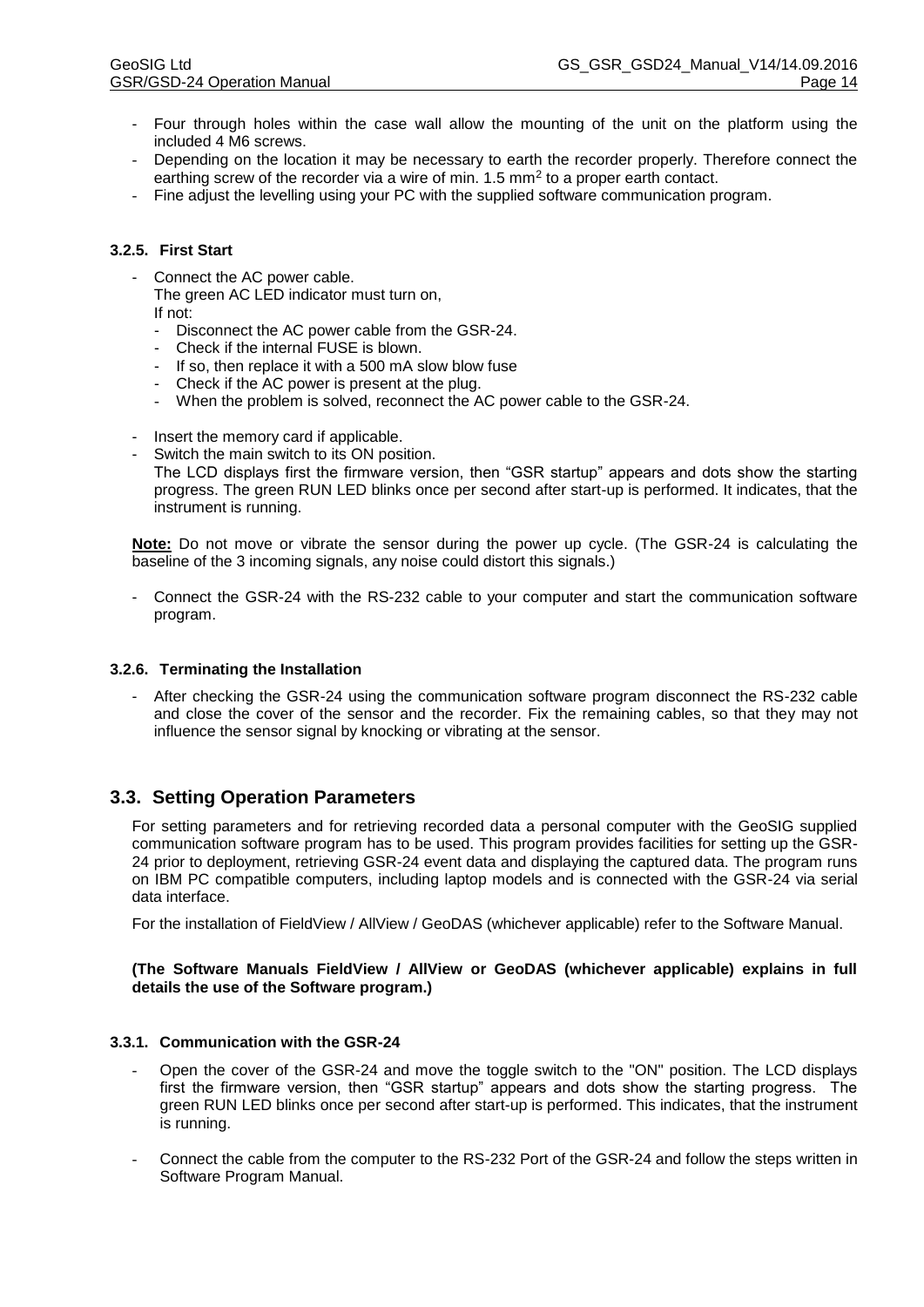- Four through holes within the case wall allow the mounting of the unit on the platform using the included 4 M6 screws.
- Depending on the location it may be necessary to earth the recorder properly. Therefore connect the earthing screw of the recorder via a wire of min. 1.5 $mm^2$ to a proper earth contact.
- Fine adjust the levelling using your PC with the supplied software communication program.

#### 3.2.5. First Start

- Connect the AC power cable.
  The green AC LED indicator must turn on,
  If not:
  - Disconnect the AC power cable from the GSR-24.
  - Check if the internal FUSE is blown.
  - If so, then replace it with a 500 mA slow blow fuse
  - Check if the AC power is present at the plug.
  - When the problem is solved, reconnect the AC power cable to the GSR-24.
- Insert the memory card if applicable.
- Switch the main switch to its ON position.
  The LCD displays first the firmware version, then "GSR startup" appears and dots show the starting progress. The green RUN LED blinks once per second after start-up is performed. It indicates, that the instrument is running.

**Note:** Do not move or vibrate the sensor during the power up cycle. (The GSR-24 is calculating the baseline of the 3 incoming signals, any noise could distort this signals.)

- Connect the GSR-24 with the RS-232 cable to your computer and start the communication software program.

#### 3.2.6. Terminating the Installation

- After checking the GSR-24 using the communication software program disconnect the RS-232 cable and close the cover of the sensor and the recorder. Fix the remaining cables, so that they may not influence the sensor signal by knocking or vibrating at the sensor.

## 3.3. Setting Operation Parameters

For setting parameters and for retrieving recorded data a personal computer with the GeoSIG supplied communication software program has to be used. This program provides facilities for setting up the GSR-24 prior to deployment, retrieving GSR-24 event data and displaying the captured data. The program runs on IBM PC compatible computers, including laptop models and is connected with the GSR-24 via serial data interface.

For the installation of FieldView / AllView / GeoDAS (whichever applicable) refer to the Software Manual.

**(The Software Manuals FieldView / AllView or GeoDAS (whichever applicable) explains in full details the use of the Software program.)**

#### 3.3.1. Communication with the GSR-24

- Open the cover of the GSR-24 and move the toggle switch to the "ON" position. The LCD displays first the firmware version, then "GSR startup" appears and dots show the starting progress. The green RUN LED blinks once per second after start-up is performed. This indicates, that the instrument is running.
- Connect the cable from the computer to the RS-232 Port of the GSR-24 and follow the steps written in Software Program Manual.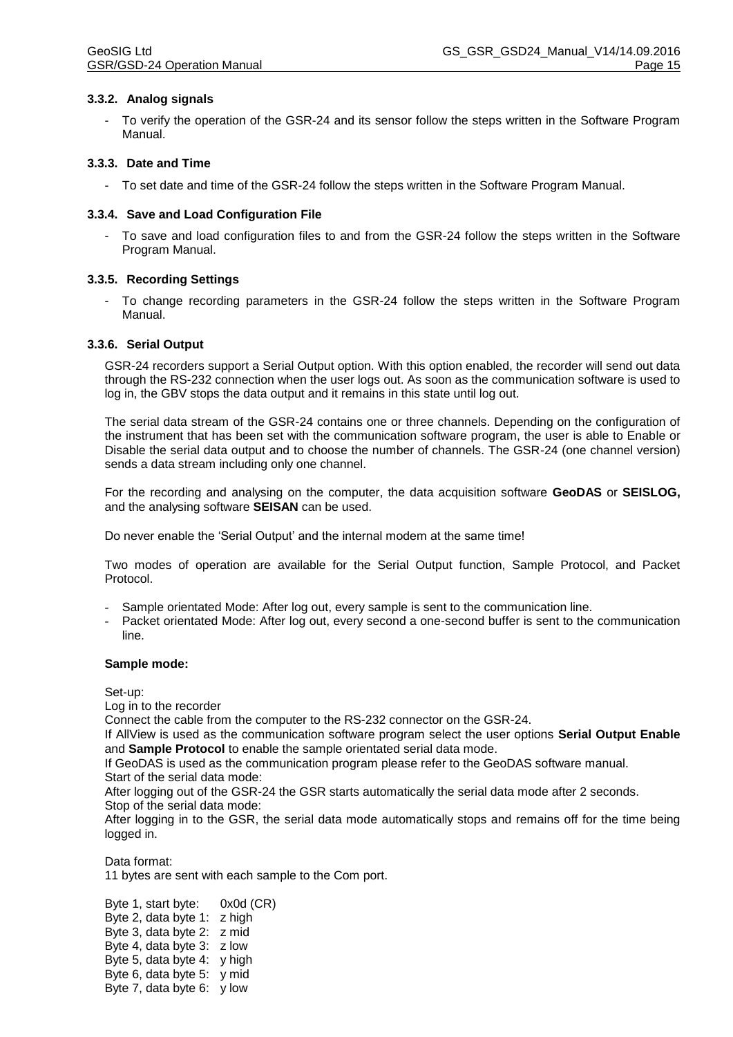### 3.3.2. Analog signals

- To verify the operation of the GSR-24 and its sensor follow the steps written in the Software Program Manual.

### 3.3.3. Date and Time

- To set date and time of the GSR-24 follow the steps written in the Software Program Manual.

### 3.3.4. Save and Load Configuration File

- To save and load configuration files to and from the GSR-24 follow the steps written in the Software Program Manual.

### 3.3.5. Recording Settings

- To change recording parameters in the GSR-24 follow the steps written in the Software Program Manual.

### 3.3.6. Serial Output

GSR-24 recorders support a Serial Output option. With this option enabled, the recorder will send out data through the RS-232 connection when the user logs out. As soon as the communication software is used to log in, the GBV stops the data output and it remains in this state until log out.

The serial data stream of the GSR-24 contains one or three channels. Depending on the configuration of the instrument that has been set with the communication software program, the user is able to Enable or Disable the serial data output and to choose the number of channels. The GSR-24 (one channel version) sends a data stream including only one channel.

For the recording and analysing on the computer, the data acquisition software **GeoDAS** or **SEISLOG,** and the analysing software **SEISAN** can be used.

Do never enable the 'Serial Output' and the internal modem at the same time!

Two modes of operation are available for the Serial Output function, Sample Protocol, and Packet Protocol.

- Sample orientated Mode: After log out, every sample is sent to the communication line.
- Packet orientated Mode: After log out, every second a one-second buffer is sent to the communication line.

**Sample mode:**

Set-up:
Log in to the recorder
Connect the cable from the computer to the RS-232 connector on the GSR-24.
If AllView is used as the communication software program select the user options **Serial Output Enable** and **Sample Protocol** to enable the sample orientated serial data mode.
If GeoDAS is used as the communication program please refer to the GeoDAS software manual.
Start of the serial data mode:
After logging out of the GSR-24 the GSR starts automatically the serial data mode after 2 seconds.
Stop of the serial data mode:
After logging in to the GSR, the serial data mode automatically stops and remains off for the time being logged in.

Data format:
11 bytes are sent with each sample to the Com port.

Byte 1, start byte: 0x0d (CR)
Byte 2, data byte 1: z high
Byte 3, data byte 2: z mid
Byte 4, data byte 3: z low
Byte 5, data byte 4: y high
Byte 6, data byte 5: y mid
Byte 7, data byte 6: y low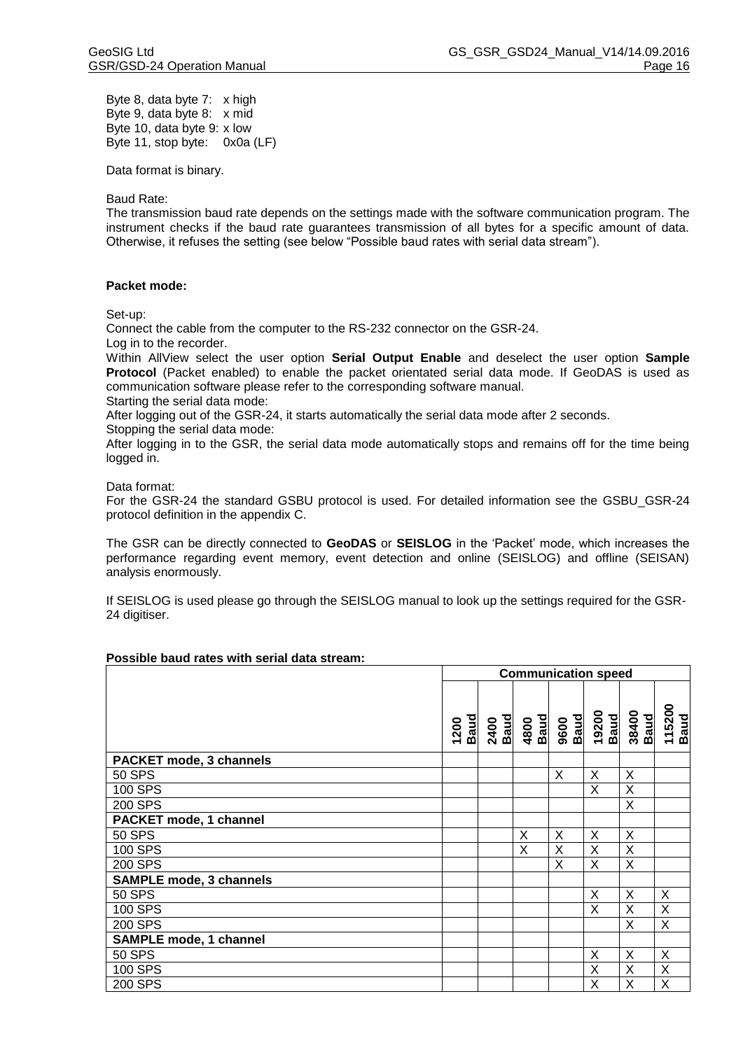Byte 8, data byte 7: x high
Byte 9, data byte 8: x mid
Byte 10, data byte 9: x low
Byte 11, stop byte: 0x0a (LF)

Data format is binary.

Baud Rate:
The transmission baud rate depends on the settings made with the software communication program. The instrument checks if the baud rate guarantees transmission of all bytes for a specific amount of data. Otherwise, it refuses the setting (see below "Possible baud rates with serial data stream").

**Packet mode:**

Set-up:
Connect the cable from the computer to the RS-232 connector on the GSR-24.
Log in to the recorder.
Within AllView select the user option **Serial Output Enable** and deselect the user option **Sample Protocol** (Packet enabled) to enable the packet orientated serial data mode. If GeoDAS is used as communication software please refer to the corresponding software manual.
Starting the serial data mode:
After logging out of the GSR-24, it starts automatically the serial data mode after 2 seconds.
Stopping the serial data mode:
After logging in to the GSR, the serial data mode automatically stops and remains off for the time being logged in.

Data format:
For the GSR-24 the standard GSBU protocol is used. For detailed information see the GSBU_GSR-24 protocol definition in the appendix C.

The GSR can be directly connected to **GeoDAS** or **SEISLOG** in the 'Packet' mode, which increases the performance regarding event memory, event detection and online (SEISLOG) and offline (SEISAN) analysis enormously.

If SEISLOG is used please go through the SEISLOG manual to look up the settings required for the GSR-24 digitiser.

**Possible baud rates with serial data stream:**

| | Communication speed | | | | | | |
|---|---|---|---|---|---|---|---|
| | **1200 Baud** | **2400 Baud** | **4800 Baud** | **9600 Baud** | **19200 Baud** | **38400 Baud** | **115200 Baud** |
| **PACKET mode, 3 channels** | | | | | | | |
| 50 SPS | | | | X | X | X | |
| 100 SPS | | | | | X | X | |
| 200 SPS | | | | | | X | |
| **PACKET mode, 1 channel** | | | | | | | |
| 50 SPS | | | X | X | X | X | |
| 100 SPS | | | X | X | X | X | |
| 200 SPS | | | | X | X | X | |
| **SAMPLE mode, 3 channels** | | | | | | | |
| 50 SPS | | | | | X | X | X |
| 100 SPS | | | | | X | X | X |
| 200 SPS | | | | | | X | X |
| **SAMPLE mode, 1 channel** | | | | | | | |
| 50 SPS | | | | | X | X | X |
| 100 SPS | | | | | X | X | X |
| 200 SPS | | | | | X | X | X |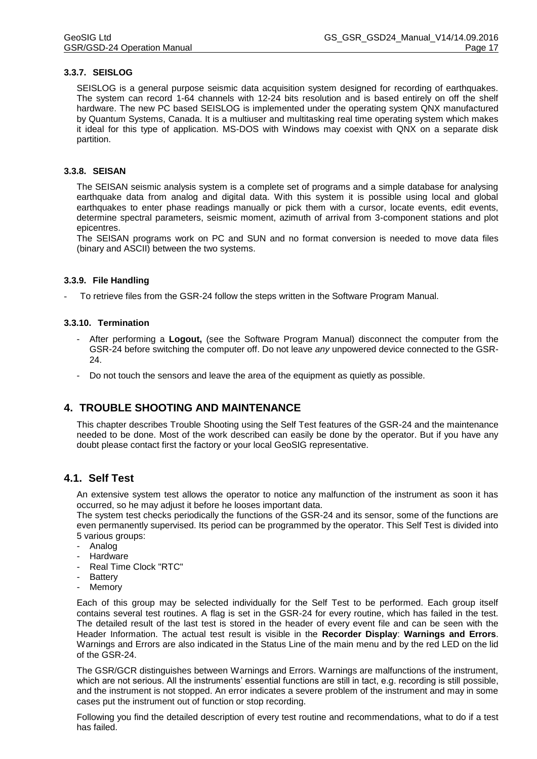### 3.3.7. SEISLOG

SEISLOG is a general purpose seismic data acquisition system designed for recording of earthquakes. The system can record 1-64 channels with 12-24 bits resolution and is based entirely on off the shelf hardware. The new PC based SEISLOG is implemented under the operating system QNX manufactured by Quantum Systems, Canada. It is a multiuser and multitasking real time operating system which makes it ideal for this type of application. MS-DOS with Windows may coexist with QNX on a separate disk partition.

### 3.3.8. SEISAN

The SEISAN seismic analysis system is a complete set of programs and a simple database for analysing earthquake data from analog and digital data. With this system it is possible using local and global earthquakes to enter phase readings manually or pick them with a cursor, locate events, edit events, determine spectral parameters, seismic moment, azimuth of arrival from 3-component stations and plot epicentres.
The SEISAN programs work on PC and SUN and no format conversion is needed to move data files (binary and ASCII) between the two systems.

### 3.3.9. File Handling

- To retrieve files from the GSR-24 follow the steps written in the Software Program Manual.

### 3.3.10. Termination

- After performing a **Logout,** (see the Software Program Manual) disconnect the computer from the GSR-24 before switching the computer off. Do not leave *any* unpowered device connected to the GSR-24.
- Do not touch the sensors and leave the area of the equipment as quietly as possible.

# 4. TROUBLE SHOOTING AND MAINTENANCE

This chapter describes Trouble Shooting using the Self Test features of the GSR-24 and the maintenance needed to be done. Most of the work described can easily be done by the operator. But if you have any doubt please contact first the factory or your local GeoSIG representative.

## 4.1. Self Test

An extensive system test allows the operator to notice any malfunction of the instrument as soon it has occurred, so he may adjust it before he looses important data.
The system test checks periodically the functions of the GSR-24 and its sensor, some of the functions are even permanently supervised. Its period can be programmed by the operator. This Self Test is divided into 5 various groups:

- Analog
- Hardware
- Real Time Clock "RTC"
- Battery
- Memory

Each of this group may be selected individually for the Self Test to be performed. Each group itself contains several test routines. A flag is set in the GSR-24 for every routine, which has failed in the test. The detailed result of the last test is stored in the header of every event file and can be seen with the Header Information. The actual test result is visible in the **Recorder Display**: **Warnings and Errors**. Warnings and Errors are also indicated in the Status Line of the main menu and by the red LED on the lid of the GSR-24.

The GSR/GCR distinguishes between Warnings and Errors. Warnings are malfunctions of the instrument, which are not serious. All the instruments' essential functions are still in tact, e.g. recording is still possible, and the instrument is not stopped. An error indicates a severe problem of the instrument and may in some cases put the instrument out of function or stop recording.

Following you find the detailed description of every test routine and recommendations, what to do if a test has failed.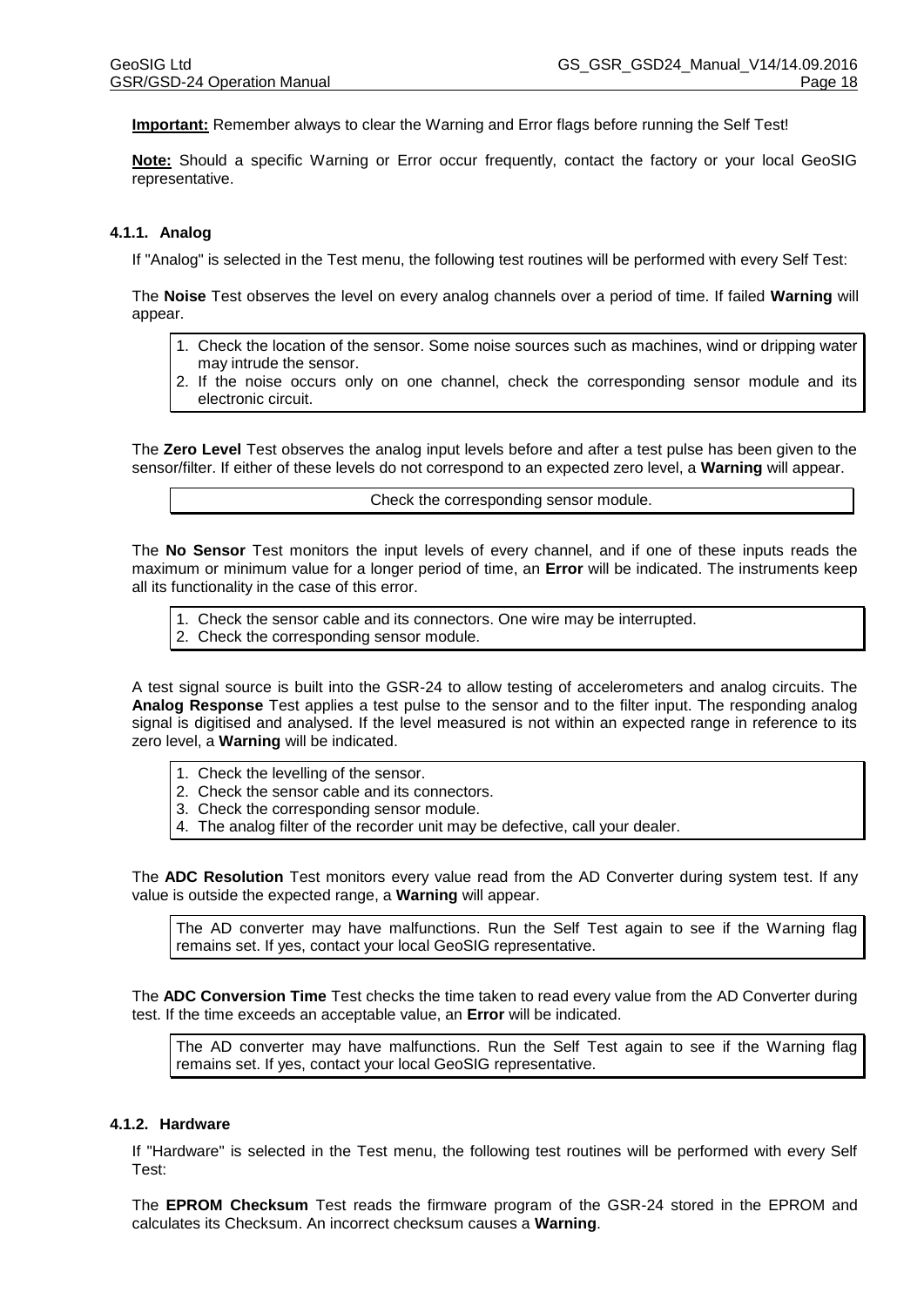**Important:** Remember always to clear the Warning and Error flags before running the Self Test!

**Note:** Should a specific Warning or Error occur frequently, contact the factory or your local GeoSIG representative.

### 4.1.1. Analog

If "Analog" is selected in the Test menu, the following test routines will be performed with every Self Test:

The **Noise** Test observes the level on every analog channels over a period of time. If failed **Warning** will appear.

> 1. Check the location of the sensor. Some noise sources such as machines, wind or dripping water may intrude the sensor.
> 2. If the noise occurs only on one channel, check the corresponding sensor module and its electronic circuit.

The **Zero Level** Test observes the analog input levels before and after a test pulse has been given to the sensor/filter. If either of these levels do not correspond to an expected zero level, a **Warning** will appear.

> Check the corresponding sensor module.

The **No Sensor** Test monitors the input levels of every channel, and if one of these inputs reads the maximum or minimum value for a longer period of time, an **Error** will be indicated. The instruments keep all its functionality in the case of this error.

> 1. Check the sensor cable and its connectors. One wire may be interrupted.
> 2. Check the corresponding sensor module.

A test signal source is built into the GSR-24 to allow testing of accelerometers and analog circuits. The **Analog Response** Test applies a test pulse to the sensor and to the filter input. The responding analog signal is digitised and analysed. If the level measured is not within an expected range in reference to its zero level, a **Warning** will be indicated.

> 1. Check the levelling of the sensor.
> 2. Check the sensor cable and its connectors.
> 3. Check the corresponding sensor module.
> 4. The analog filter of the recorder unit may be defective, call your dealer.

The **ADC Resolution** Test monitors every value read from the AD Converter during system test. If any value is outside the expected range, a **Warning** will appear.

> The AD converter may have malfunctions. Run the Self Test again to see if the Warning flag remains set. If yes, contact your local GeoSIG representative.

The **ADC Conversion Time** Test checks the time taken to read every value from the AD Converter during test. If the time exceeds an acceptable value, an **Error** will be indicated.

> The AD converter may have malfunctions. Run the Self Test again to see if the Warning flag remains set. If yes, contact your local GeoSIG representative.

### 4.1.2. Hardware

If "Hardware" is selected in the Test menu, the following test routines will be performed with every Self Test:

The **EPROM Checksum** Test reads the firmware program of the GSR-24 stored in the EPROM and calculates its Checksum. An incorrect checksum causes a **Warning**.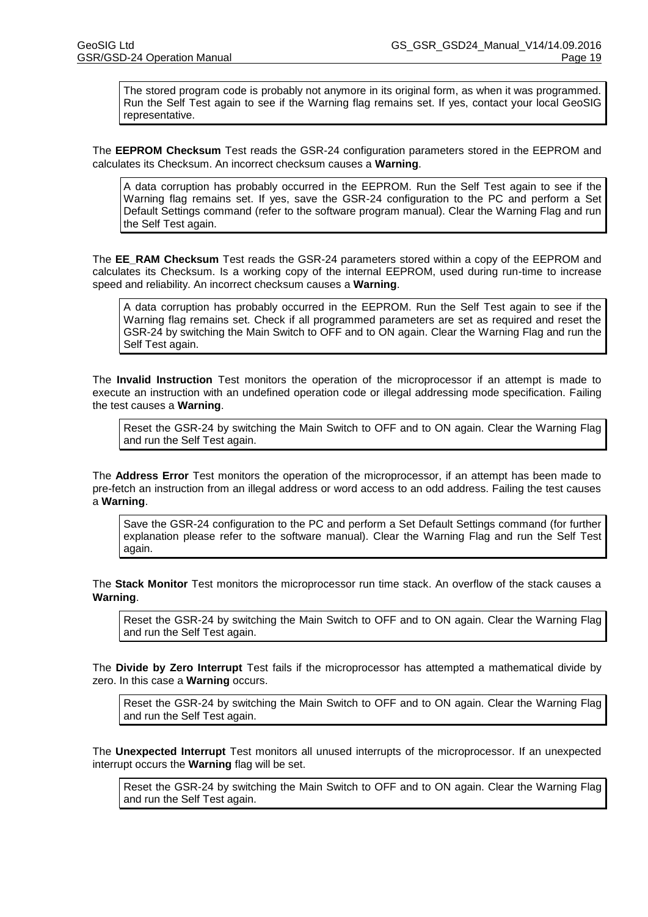> The stored program code is probably not anymore in its original form, as when it was programmed. Run the Self Test again to see if the Warning flag remains set. If yes, contact your local GeoSIG representative.

The **EEPROM Checksum** Test reads the GSR-24 configuration parameters stored in the EEPROM and calculates its Checksum. An incorrect checksum causes a **Warning**.

> A data corruption has probably occurred in the EEPROM. Run the Self Test again to see if the Warning flag remains set. If yes, save the GSR-24 configuration to the PC and perform a Set Default Settings command (refer to the software program manual). Clear the Warning Flag and run the Self Test again.

The **EE_RAM Checksum** Test reads the GSR-24 parameters stored within a copy of the EEPROM and calculates its Checksum. Is a working copy of the internal EEPROM, used during run-time to increase speed and reliability. An incorrect checksum causes a **Warning**.

> A data corruption has probably occurred in the EEPROM. Run the Self Test again to see if the Warning flag remains set. Check if all programmed parameters are set as required and reset the GSR-24 by switching the Main Switch to OFF and to ON again. Clear the Warning Flag and run the Self Test again.

The **Invalid Instruction** Test monitors the operation of the microprocessor if an attempt is made to execute an instruction with an undefined operation code or illegal addressing mode specification. Failing the test causes a **Warning**.

> Reset the GSR-24 by switching the Main Switch to OFF and to ON again. Clear the Warning Flag and run the Self Test again.

The **Address Error** Test monitors the operation of the microprocessor, if an attempt has been made to pre-fetch an instruction from an illegal address or word access to an odd address. Failing the test causes a **Warning**.

> Save the GSR-24 configuration to the PC and perform a Set Default Settings command (for further explanation please refer to the software manual). Clear the Warning Flag and run the Self Test again.

The **Stack Monitor** Test monitors the microprocessor run time stack. An overflow of the stack causes a **Warning**.

> Reset the GSR-24 by switching the Main Switch to OFF and to ON again. Clear the Warning Flag and run the Self Test again.

The **Divide by Zero Interrupt** Test fails if the microprocessor has attempted a mathematical divide by zero. In this case a **Warning** occurs.

> Reset the GSR-24 by switching the Main Switch to OFF and to ON again. Clear the Warning Flag and run the Self Test again.

The **Unexpected Interrupt** Test monitors all unused interrupts of the microprocessor. If an unexpected interrupt occurs the **Warning** flag will be set.

> Reset the GSR-24 by switching the Main Switch to OFF and to ON again. Clear the Warning Flag and run the Self Test again.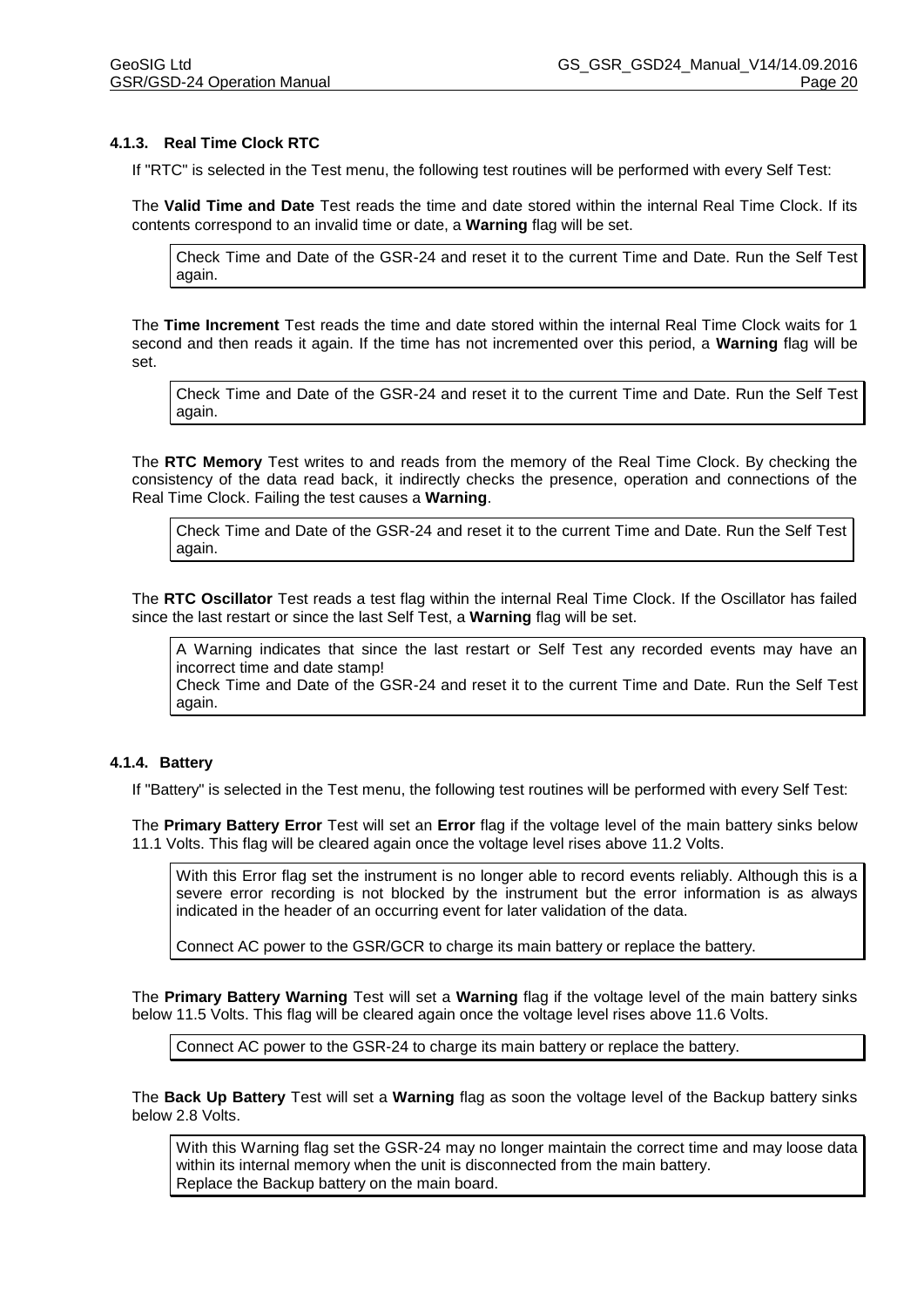### 4.1.3. Real Time Clock RTC

If "RTC" is selected in the Test menu, the following test routines will be performed with every Self Test:

The **Valid Time and Date** Test reads the time and date stored within the internal Real Time Clock. If its contents correspond to an invalid time or date, a **Warning** flag will be set.

> Check Time and Date of the GSR-24 and reset it to the current Time and Date. Run the Self Test again.

The **Time Increment** Test reads the time and date stored within the internal Real Time Clock waits for 1 second and then reads it again. If the time has not incremented over this period, a **Warning** flag will be set.

> Check Time and Date of the GSR-24 and reset it to the current Time and Date. Run the Self Test again.

The **RTC Memory** Test writes to and reads from the memory of the Real Time Clock. By checking the consistency of the data read back, it indirectly checks the presence, operation and connections of the Real Time Clock. Failing the test causes a **Warning**.

> Check Time and Date of the GSR-24 and reset it to the current Time and Date. Run the Self Test again.

The **RTC Oscillator** Test reads a test flag within the internal Real Time Clock. If the Oscillator has failed since the last restart or since the last Self Test, a **Warning** flag will be set.

> A Warning indicates that since the last restart or Self Test any recorded events may have an incorrect time and date stamp!
> Check Time and Date of the GSR-24 and reset it to the current Time and Date. Run the Self Test again.

### 4.1.4. Battery

If "Battery" is selected in the Test menu, the following test routines will be performed with every Self Test:

The **Primary Battery Error** Test will set an **Error** flag if the voltage level of the main battery sinks below 11.1 Volts. This flag will be cleared again once the voltage level rises above 11.2 Volts.

> With this Error flag set the instrument is no longer able to record events reliably. Although this is a severe error recording is not blocked by the instrument but the error information is as always indicated in the header of an occurring event for later validation of the data.
>
> Connect AC power to the GSR/GCR to charge its main battery or replace the battery.

The **Primary Battery Warning** Test will set a **Warning** flag if the voltage level of the main battery sinks below 11.5 Volts. This flag will be cleared again once the voltage level rises above 11.6 Volts.

> Connect AC power to the GSR-24 to charge its main battery or replace the battery.

The **Back Up Battery** Test will set a **Warning** flag as soon the voltage level of the Backup battery sinks below 2.8 Volts.

> With this Warning flag set the GSR-24 may no longer maintain the correct time and may loose data within its internal memory when the unit is disconnected from the main battery.
> Replace the Backup battery on the main board.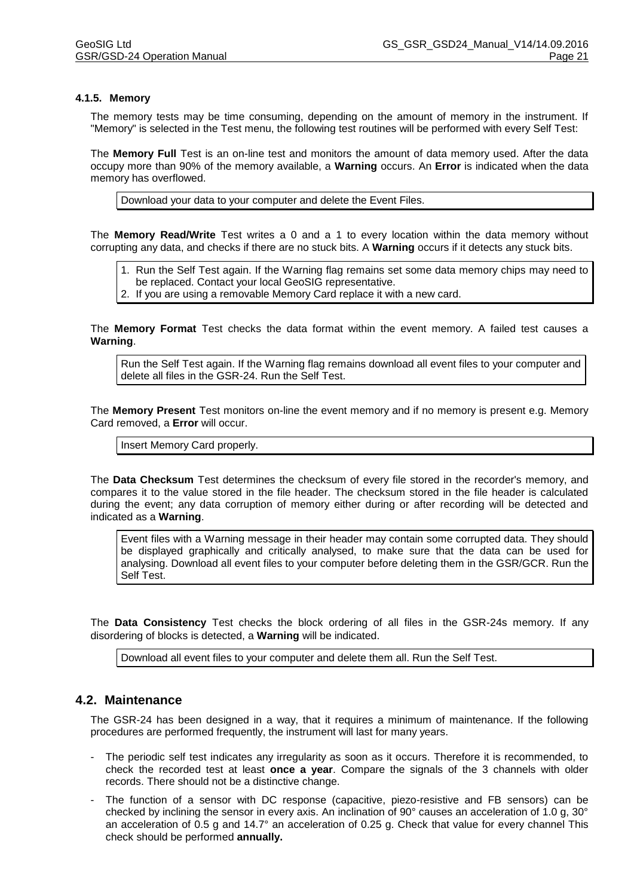#### 4.1.5. Memory

The memory tests may be time consuming, depending on the amount of memory in the instrument. If "Memory" is selected in the Test menu, the following test routines will be performed with every Self Test:

The **Memory Full** Test is an on-line test and monitors the amount of data memory used. After the data occupy more than 90% of the memory available, a **Warning** occurs. An **Error** is indicated when the data memory has overflowed.

> Download your data to your computer and delete the Event Files.

The **Memory Read/Write** Test writes a 0 and a 1 to every location within the data memory without corrupting any data, and checks if there are no stuck bits. A **Warning** occurs if it detects any stuck bits.

> 1. Run the Self Test again. If the Warning flag remains set some data memory chips may need to be replaced. Contact your local GeoSIG representative.
> 2. If you are using a removable Memory Card replace it with a new card.

The **Memory Format** Test checks the data format within the event memory. A failed test causes a **Warning**.

> Run the Self Test again. If the Warning flag remains download all event files to your computer and delete all files in the GSR-24. Run the Self Test.

The **Memory Present** Test monitors on-line the event memory and if no memory is present e.g. Memory Card removed, a **Error** will occur.

> Insert Memory Card properly.

The **Data Checksum** Test determines the checksum of every file stored in the recorder's memory, and compares it to the value stored in the file header. The checksum stored in the file header is calculated during the event; any data corruption of memory either during or after recording will be detected and indicated as a **Warning**.

> Event files with a Warning message in their header may contain some corrupted data. They should be displayed graphically and critically analysed, to make sure that the data can be used for analysing. Download all event files to your computer before deleting them in the GSR/GCR. Run the Self Test.

The **Data Consistency** Test checks the block ordering of all files in the GSR-24s memory. If any disordering of blocks is detected, a **Warning** will be indicated.

> Download all event files to your computer and delete them all. Run the Self Test.

### 4.2. Maintenance

The GSR-24 has been designed in a way, that it requires a minimum of maintenance. If the following procedures are performed frequently, the instrument will last for many years.

- The periodic self test indicates any irregularity as soon as it occurs. Therefore it is recommended, to check the recorded test at least **once a year**. Compare the signals of the 3 channels with older records. There should not be a distinctive change.
- The function of a sensor with DC response (capacitive, piezo-resistive and FB sensors) can be checked by inclining the sensor in every axis. An inclination of 90° causes an acceleration of 1.0 g, 30° an acceleration of 0.5 g and 14.7° an acceleration of 0.25 g. Check that value for every channel This check should be performed **annually.**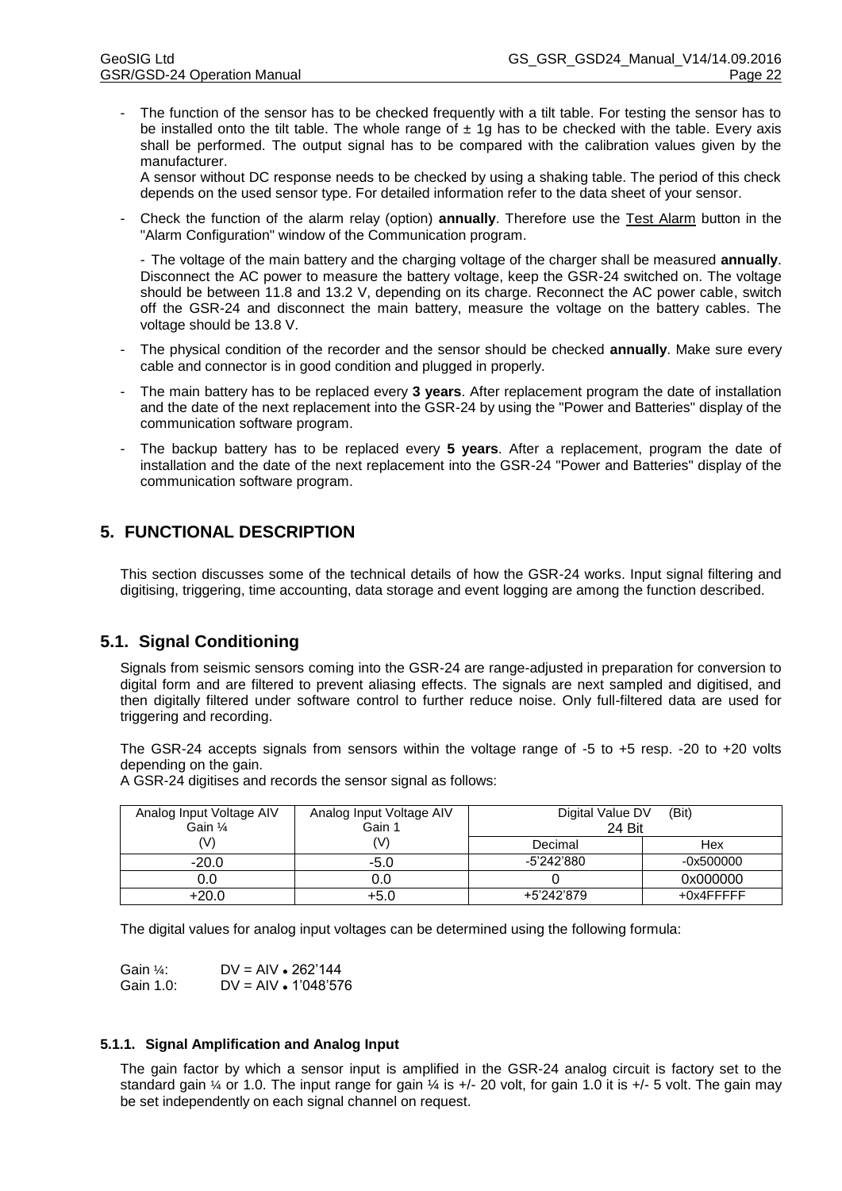- The function of the sensor has to be checked frequently with a tilt table. For testing the sensor has to be installed onto the tilt table. The whole range of ± 1g has to be checked with the table. Every axis shall be performed. The output signal has to be compared with the calibration values given by the manufacturer.
  A sensor without DC response needs to be checked by using a shaking table. The period of this check depends on the used sensor type. For detailed information refer to the data sheet of your sensor.

- Check the function of the alarm relay (option) **annually**. Therefore use the Test Alarm button in the "Alarm Configuration" window of the Communication program.

  - The voltage of the main battery and the charging voltage of the charger shall be measured **annually**. Disconnect the AC power to measure the battery voltage, keep the GSR-24 switched on. The voltage should be between 11.8 and 13.2 V, depending on its charge. Reconnect the AC power cable, switch off the GSR-24 and disconnect the main battery, measure the voltage on the battery cables. The voltage should be 13.8 V.

- The physical condition of the recorder and the sensor should be checked **annually**. Make sure every cable and connector is in good condition and plugged in properly.

- The main battery has to be replaced every **3 years**. After replacement program the date of installation and the date of the next replacement into the GSR-24 by using the "Power and Batteries" display of the communication software program.

- The backup battery has to be replaced every **5 years**. After a replacement, program the date of installation and the date of the next replacement into the GSR-24 "Power and Batteries" display of the communication software program.

# 5. FUNCTIONAL DESCRIPTION

This section discusses some of the technical details of how the GSR-24 works. Input signal filtering and digitising, triggering, time accounting, data storage and event logging are among the function described.

## 5.1. Signal Conditioning

Signals from seismic sensors coming into the GSR-24 are range-adjusted in preparation for conversion to digital form and are filtered to prevent aliasing effects. The signals are next sampled and digitised, and then digitally filtered under software control to further reduce noise. Only full-filtered data are used for triggering and recording.

The GSR-24 accepts signals from sensors within the voltage range of -5 to +5 resp. -20 to +20 volts depending on the gain.
A GSR-24 digitises and records the sensor signal as follows:

| Analog Input Voltage AIV Gain ¼ (V) | Analog Input Voltage AIV Gain 1 (V) | Digital Value DV (Bit) 24 Bit | |
|---|---|---|---|
| | | Decimal | Hex |
| -20.0 | -5.0 | -5'242'880 | -0x500000 |
| 0.0 | 0.0 | 0 | 0x000000 |
| +20.0 | +5.0 | +5'242'879 | +0x4FFFFF |

The digital values for analog input voltages can be determined using the following formula:

Gain ¼: DV = AIV • 262'144
Gain 1.0: DV = AIV • 1'048'576

### 5.1.1. Signal Amplification and Analog Input

The gain factor by which a sensor input is amplified in the GSR-24 analog circuit is factory set to the standard gain ¼ or 1.0. The input range for gain ¼ is +/- 20 volt, for gain 1.0 it is +/- 5 volt. The gain may be set independently on each signal channel on request.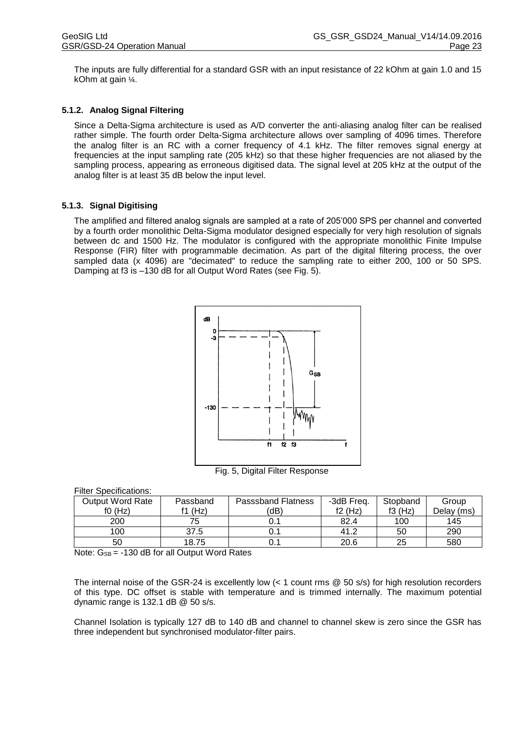The inputs are fully differential for a standard GSR with an input resistance of 22 kOhm at gain 1.0 and 15 kOhm at gain ¼.

### 5.1.2. Analog Signal Filtering

Since a Delta-Sigma architecture is used as A/D converter the anti-aliasing analog filter can be realised rather simple. The fourth order Delta-Sigma architecture allows over sampling of 4096 times. Therefore the analog filter is an RC with a corner frequency of 4.1 kHz. The filter removes signal energy at frequencies at the input sampling rate (205 kHz) so that these higher frequencies are not aliased by the sampling process, appearing as erroneous digitised data. The signal level at 205 kHz at the output of the analog filter is at least 35 dB below the input level.

### 5.1.3. Signal Digitising

The amplified and filtered analog signals are sampled at a rate of 205'000 SPS per channel and converted by a fourth order monolithic Delta-Sigma modulator designed especially for very high resolution of signals between dc and 1500 Hz. The modulator is configured with the appropriate monolithic Finite Impulse Response (FIR) filter with programmable decimation. As part of the digital filtering process, the over sampled data (x 4096) are "decimated" to reduce the sampling rate to either 200, 100 or 50 SPS. Damping at f3 is –130 dB for all Output Word Rates (see Fig. 5).

Fig. 5, Digital Filter Response

Filter Specifications:

| Output Word Rate f0 (Hz) | Passband f1 (Hz) | Passsband Flatness (dB) | -3dB Freq. f2 (Hz) | Stopband f3 (Hz) | Group Delay (ms) |
|---|---|---|---|---|---|
| 200 | 75 | 0.1 | 82.4 | 100 | 145 |
| 100 | 37.5 | 0.1 | 41.2 | 50 | 290 |
| 50 | 18.75 | 0.1 | 20.6 | 25 | 580 |

Note: $G_{SB}$ = -130 dB for all Output Word Rates

The internal noise of the GSR-24 is excellently low (< 1 count rms @ 50 s/s) for high resolution recorders of this type. DC offset is stable with temperature and is trimmed internally. The maximum potential dynamic range is 132.1 dB @ 50 s/s.

Channel Isolation is typically 127 dB to 140 dB and channel to channel skew is zero since the GSR has three independent but synchronised modulator-filter pairs.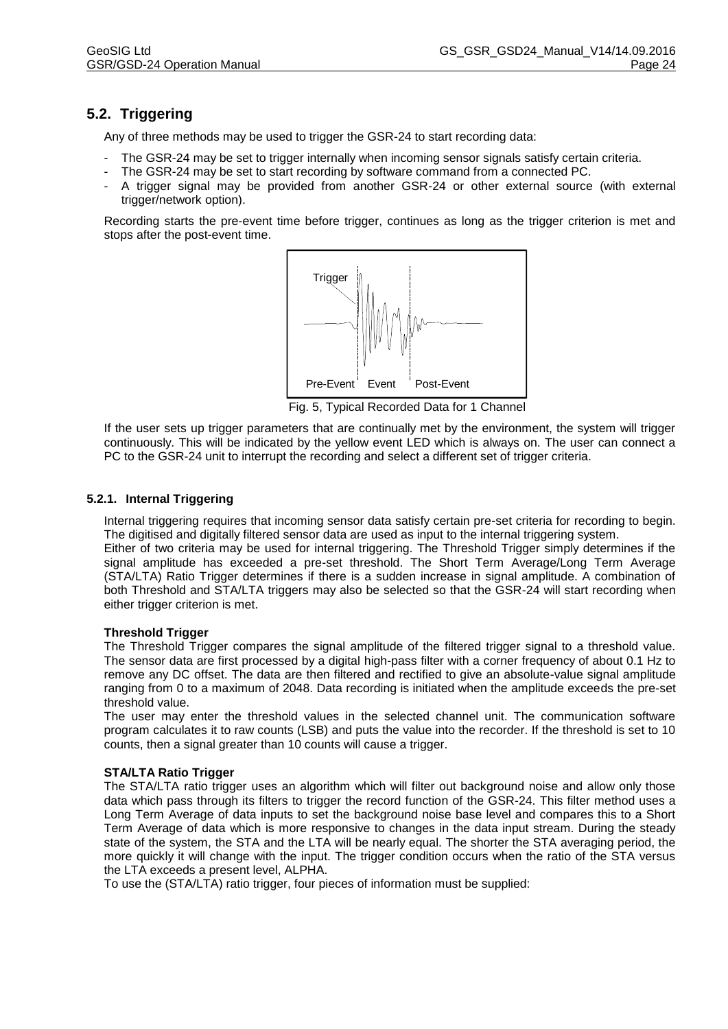## 5.2. Triggering

Any of three methods may be used to trigger the GSR-24 to start recording data:

- The GSR-24 may be set to trigger internally when incoming sensor signals satisfy certain criteria.
- The GSR-24 may be set to start recording by software command from a connected PC.
- A trigger signal may be provided from another GSR-24 or other external source (with external trigger/network option).

Recording starts the pre-event time before trigger, continues as long as the trigger criterion is met and stops after the post-event time.

Fig. 5, Typical Recorded Data for 1 Channel

If the user sets up trigger parameters that are continually met by the environment, the system will trigger continuously. This will be indicated by the yellow event LED which is always on. The user can connect a PC to the GSR-24 unit to interrupt the recording and select a different set of trigger criteria.

### 5.2.1. Internal Triggering

Internal triggering requires that incoming sensor data satisfy certain pre-set criteria for recording to begin. The digitised and digitally filtered sensor data are used as input to the internal triggering system.

Either of two criteria may be used for internal triggering. The Threshold Trigger simply determines if the signal amplitude has exceeded a pre-set threshold. The Short Term Average/Long Term Average (STA/LTA) Ratio Trigger determines if there is a sudden increase in signal amplitude. A combination of both Threshold and STA/LTA triggers may also be selected so that the GSR-24 will start recording when either trigger criterion is met.

**Threshold Trigger**

The Threshold Trigger compares the signal amplitude of the filtered trigger signal to a threshold value. The sensor data are first processed by a digital high-pass filter with a corner frequency of about 0.1 Hz to remove any DC offset. The data are then filtered and rectified to give an absolute-value signal amplitude ranging from 0 to a maximum of 2048. Data recording is initiated when the amplitude exceeds the pre-set threshold value.

The user may enter the threshold values in the selected channel unit. The communication software program calculates it to raw counts (LSB) and puts the value into the recorder. If the threshold is set to 10 counts, then a signal greater than 10 counts will cause a trigger.

**STA/LTA Ratio Trigger**

The STA/LTA ratio trigger uses an algorithm which will filter out background noise and allow only those data which pass through its filters to trigger the record function of the GSR-24. This filter method uses a Long Term Average of data inputs to set the background noise base level and compares this to a Short Term Average of data which is more responsive to changes in the data input stream. During the steady state of the system, the STA and the LTA will be nearly equal. The shorter the STA averaging period, the more quickly it will change with the input. The trigger condition occurs when the ratio of the STA versus the LTA exceeds a present level, ALPHA.

To use the (STA/LTA) ratio trigger, four pieces of information must be supplied: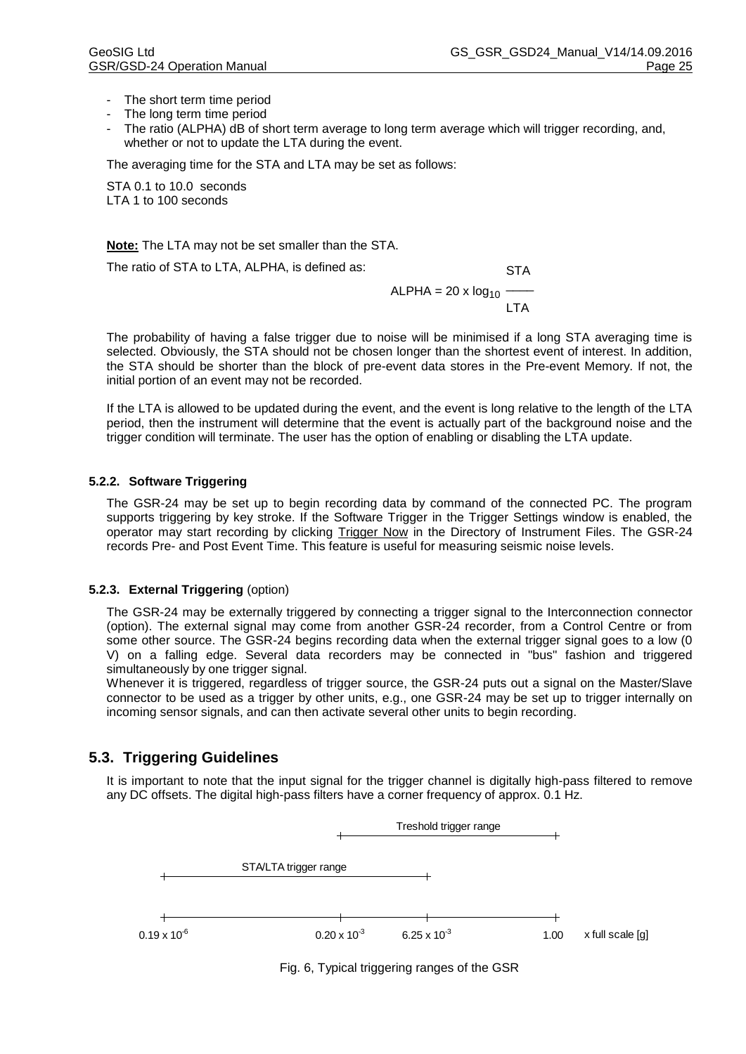- The short term time period
- The long term time period
- The ratio (ALPHA) dB of short term average to long term average which will trigger recording, and, whether or not to update the LTA during the event.

The averaging time for the STA and LTA may be set as follows:

STA 0.1 to 10.0 seconds
LTA 1 to 100 seconds

**Note:** The LTA may not be set smaller than the STA.

The ratio of STA to LTA, ALPHA, is defined as:

$$ALPHA = 20 \times \log_{10} \frac{STA}{LTA}$$

The probability of having a false trigger due to noise will be minimised if a long STA averaging time is selected. Obviously, the STA should not be chosen longer than the shortest event of interest. In addition, the STA should be shorter than the block of pre-event data stores in the Pre-event Memory. If not, the initial portion of an event may not be recorded.

If the LTA is allowed to be updated during the event, and the event is long relative to the length of the LTA period, then the instrument will determine that the event is actually part of the background noise and the trigger condition will terminate. The user has the option of enabling or disabling the LTA update.

### 5.2.2. Software Triggering

The GSR-24 may be set up to begin recording data by command of the connected PC. The program supports triggering by key stroke. If the Software Trigger in the Trigger Settings window is enabled, the operator may start recording by clicking Trigger Now in the Directory of Instrument Files. The GSR-24 records Pre- and Post Event Time. This feature is useful for measuring seismic noise levels.

### 5.2.3. External Triggering (option)

The GSR-24 may be externally triggered by connecting a trigger signal to the Interconnection connector (option). The external signal may come from another GSR-24 recorder, from a Control Centre or from some other source. The GSR-24 begins recording data when the external trigger signal goes to a low (0 V) on a falling edge. Several data recorders may be connected in "bus" fashion and triggered simultaneously by one trigger signal.

Whenever it is triggered, regardless of trigger source, the GSR-24 puts out a signal on the Master/Slave connector to be used as a trigger by other units, e.g., one GSR-24 may be set up to trigger internally on incoming sensor signals, and can then activate several other units to begin recording.

## 5.3. Triggering Guidelines

It is important to note that the input signal for the trigger channel is digitally high-pass filtered to remove any DC offsets. The digital high-pass filters have a corner frequency of approx. 0.1 Hz.

Treshold trigger range: $0.20 \times 10^{-3}$ to $1.00$

STA/LTA trigger range: $0.19 \times 10^{-6}$ to $6.25 \times 10^{-3}$

$0.19 \times 10^{-6}$ — $0.20 \times 10^{-3}$ — $6.25 \times 10^{-3}$ — $1.00$ x full scale [g]

Fig. 6, Typical triggering ranges of the GSR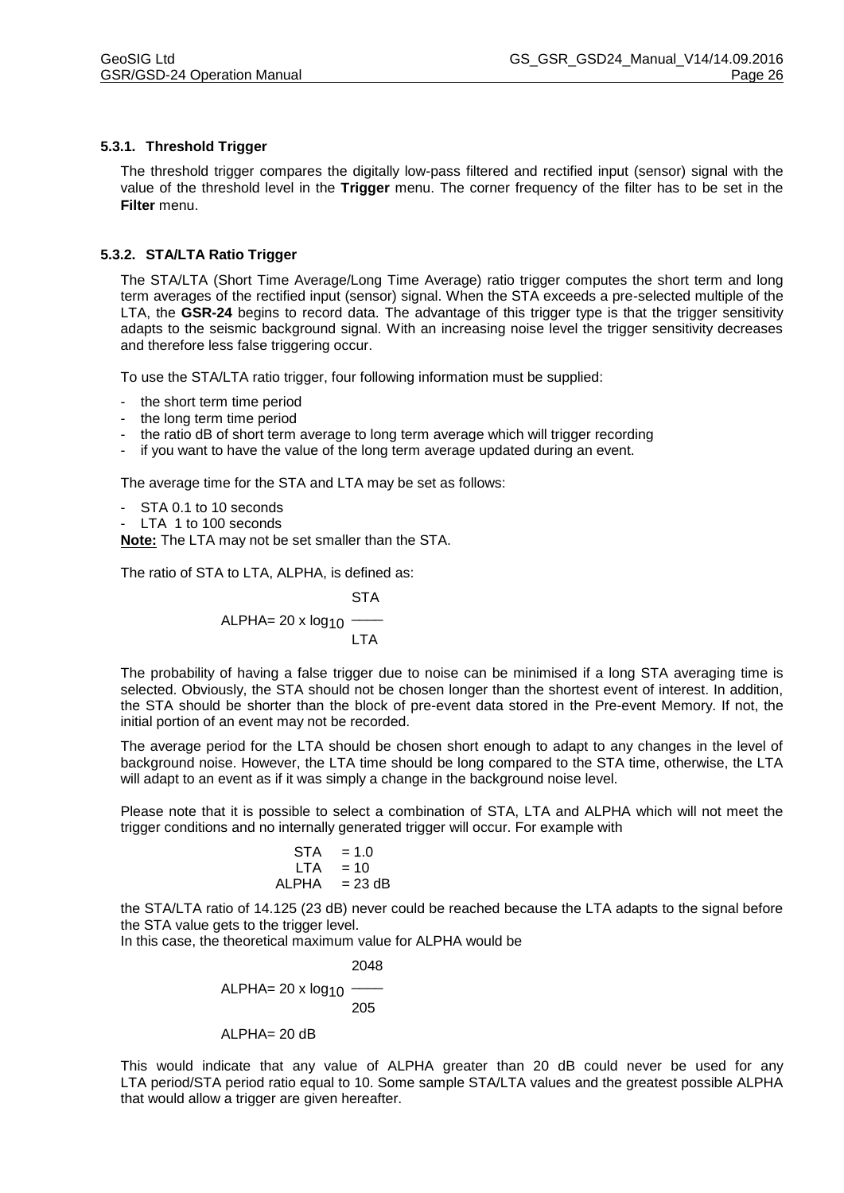### 5.3.1. Threshold Trigger

The threshold trigger compares the digitally low-pass filtered and rectified input (sensor) signal with the value of the threshold level in the **Trigger** menu. The corner frequency of the filter has to be set in the **Filter** menu.

### 5.3.2. STA/LTA Ratio Trigger

The STA/LTA (Short Time Average/Long Time Average) ratio trigger computes the short term and long term averages of the rectified input (sensor) signal. When the STA exceeds a pre-selected multiple of the LTA, the **GSR-24** begins to record data. The advantage of this trigger type is that the trigger sensitivity adapts to the seismic background signal. With an increasing noise level the trigger sensitivity decreases and therefore less false triggering occur.

To use the STA/LTA ratio trigger, four following information must be supplied:

- the short term time period
- the long term time period
- the ratio dB of short term average to long term average which will trigger recording
- if you want to have the value of the long term average updated during an event.

The average time for the STA and LTA may be set as follows:

- STA 0.1 to 10 seconds
- LTA 1 to 100 seconds

**Note:** The LTA may not be set smaller than the STA.

The ratio of STA to LTA, ALPHA, is defined as:

$$\text{ALPHA} = 20 \times \log_{10} \frac{\text{STA}}{\text{LTA}}$$

The probability of having a false trigger due to noise can be minimised if a long STA averaging time is selected. Obviously, the STA should not be chosen longer than the shortest event of interest. In addition, the STA should be shorter than the block of pre-event data stored in the Pre-event Memory. If not, the initial portion of an event may not be recorded.

The average period for the LTA should be chosen short enough to adapt to any changes in the level of background noise. However, the LTA time should be long compared to the STA time, otherwise, the LTA will adapt to an event as if it was simply a change in the background noise level.

Please note that it is possible to select a combination of STA, LTA and ALPHA which will not meet the trigger conditions and no internally generated trigger will occur. For example with

STA = 1.0
LTA = 10
ALPHA = 23 dB

the STA/LTA ratio of 14.125 (23 dB) never could be reached because the LTA adapts to the signal before the STA value gets to the trigger level.
In this case, the theoretical maximum value for ALPHA would be

$$\text{ALPHA} = 20 \times \log_{10} \frac{2048}{205}$$

ALPHA= 20 dB

This would indicate that any value of ALPHA greater than 20 dB could never be used for any LTA period/STA period ratio equal to 10. Some sample STA/LTA values and the greatest possible ALPHA that would allow a trigger are given hereafter.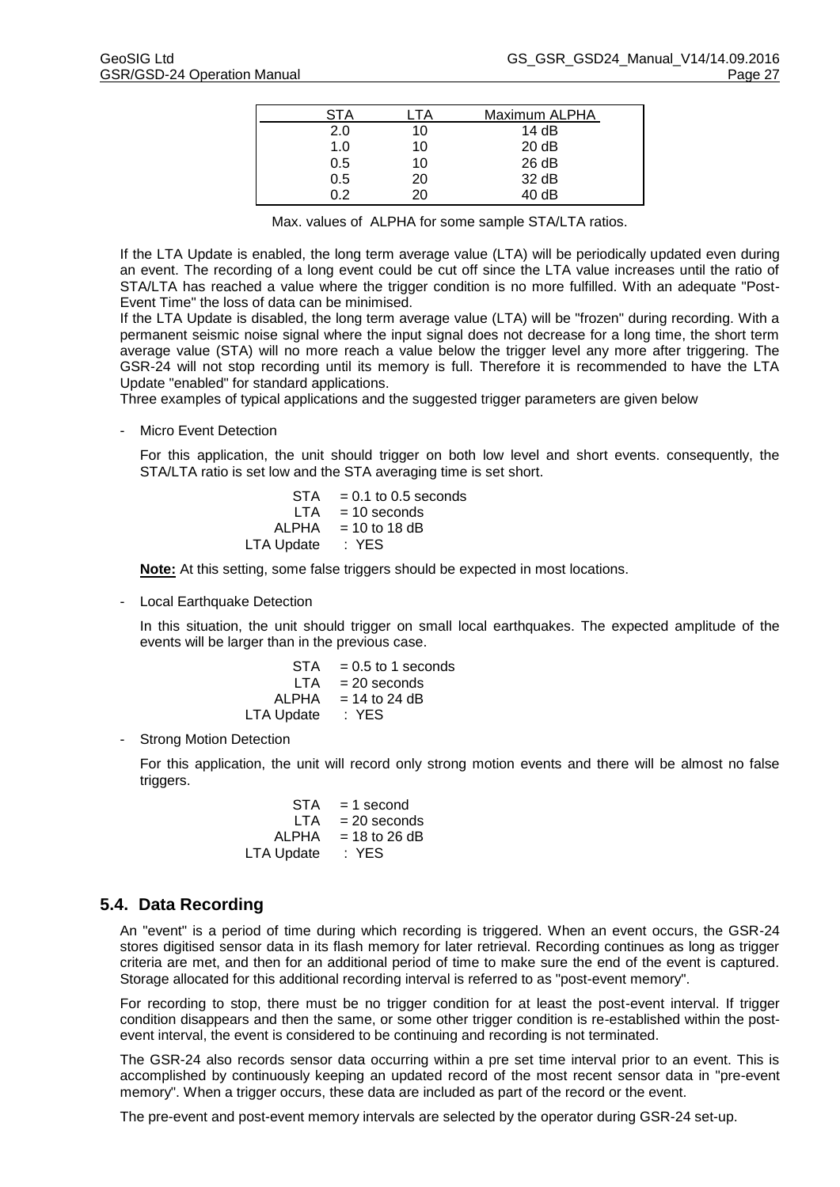| STA | LTA | Maximum ALPHA |
|---|---|---|
| 2.0 | 10 | 14 dB |
| 1.0 | 10 | 20 dB |
| 0.5 | 10 | 26 dB |
| 0.5 | 20 | 32 dB |
| 0.2 | 20 | 40 dB |

Max. values of ALPHA for some sample STA/LTA ratios.

If the LTA Update is enabled, the long term average value (LTA) will be periodically updated even during an event. The recording of a long event could be cut off since the LTA value increases until the ratio of STA/LTA has reached a value where the trigger condition is no more fulfilled. With an adequate "Post-Event Time" the loss of data can be minimised.
If the LTA Update is disabled, the long term average value (LTA) will be "frozen" during recording. With a permanent seismic noise signal where the input signal does not decrease for a long time, the short term average value (STA) will no more reach a value below the trigger level any more after triggering. The GSR-24 will not stop recording until its memory is full. Therefore it is recommended to have the LTA Update "enabled" for standard applications.
Three examples of typical applications and the suggested trigger parameters are given below

- Micro Event Detection

  For this application, the unit should trigger on both low level and short events. consequently, the STA/LTA ratio is set low and the STA averaging time is set short.

  STA = 0.1 to 0.5 seconds
  LTA = 10 seconds
  ALPHA = 10 to 18 dB
  LTA Update : YES

  **Note:** At this setting, some false triggers should be expected in most locations.

- Local Earthquake Detection

  In this situation, the unit should trigger on small local earthquakes. The expected amplitude of the events will be larger than in the previous case.

  STA = 0.5 to 1 seconds
  LTA = 20 seconds
  ALPHA = 14 to 24 dB
  LTA Update : YES

- Strong Motion Detection

  For this application, the unit will record only strong motion events and there will be almost no false triggers.

  STA = 1 second
  LTA = 20 seconds
  ALPHA = 18 to 26 dB
  LTA Update : YES

## 5.4. Data Recording

An "event" is a period of time during which recording is triggered. When an event occurs, the GSR-24 stores digitised sensor data in its flash memory for later retrieval. Recording continues as long as trigger criteria are met, and then for an additional period of time to make sure the end of the event is captured. Storage allocated for this additional recording interval is referred to as "post-event memory".

For recording to stop, there must be no trigger condition for at least the post-event interval. If trigger condition disappears and then the same, or some other trigger condition is re-established within the post-event interval, the event is considered to be continuing and recording is not terminated.

The GSR-24 also records sensor data occurring within a pre set time interval prior to an event. This is accomplished by continuously keeping an updated record of the most recent sensor data in "pre-event memory". When a trigger occurs, these data are included as part of the record or the event.

The pre-event and post-event memory intervals are selected by the operator during GSR-24 set-up.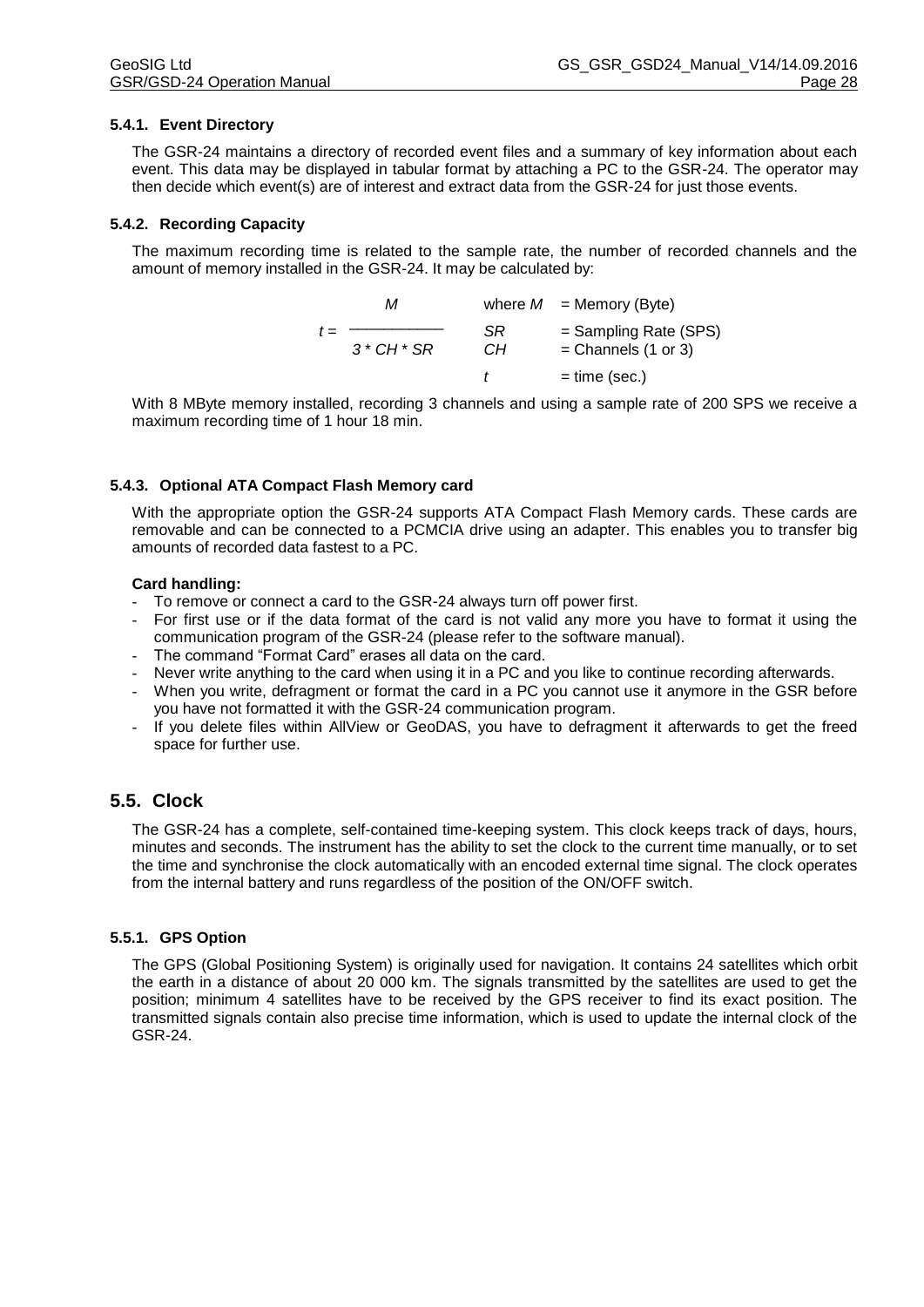### 5.4.1. Event Directory

The GSR-24 maintains a directory of recorded event files and a summary of key information about each event. This data may be displayed in tabular format by attaching a PC to the GSR-24. The operator may then decide which event(s) are of interest and extract data from the GSR-24 for just those events.

### 5.4.2. Recording Capacity

The maximum recording time is related to the sample rate, the number of recorded channels and the amount of memory installed in the GSR-24. It may be calculated by:

$$t = \frac{M}{3 * CH * SR}$$

where $M$ = Memory (Byte)
$SR$ = Sampling Rate (SPS)
$CH$ = Channels (1 or 3)
$t$ = time (sec.)

With 8 MByte memory installed, recording 3 channels and using a sample rate of 200 SPS we receive a maximum recording time of 1 hour 18 min.

### 5.4.3. Optional ATA Compact Flash Memory card

With the appropriate option the GSR-24 supports ATA Compact Flash Memory cards. These cards are removable and can be connected to a PCMCIA drive using an adapter. This enables you to transfer big amounts of recorded data fastest to a PC.

**Card handling:**

- To remove or connect a card to the GSR-24 always turn off power first.
- For first use or if the data format of the card is not valid any more you have to format it using the communication program of the GSR-24 (please refer to the software manual).
- The command “Format Card” erases all data on the card.
- Never write anything to the card when using it in a PC and you like to continue recording afterwards.
- When you write, defragment or format the card in a PC you cannot use it anymore in the GSR before you have not formatted it with the GSR-24 communication program.
- If you delete files within AllView or GeoDAS, you have to defragment it afterwards to get the freed space for further use.

## 5.5. Clock

The GSR-24 has a complete, self-contained time-keeping system. This clock keeps track of days, hours, minutes and seconds. The instrument has the ability to set the clock to the current time manually, or to set the time and synchronise the clock automatically with an encoded external time signal. The clock operates from the internal battery and runs regardless of the position of the ON/OFF switch.

### 5.5.1. GPS Option

The GPS (Global Positioning System) is originally used for navigation. It contains 24 satellites which orbit the earth in a distance of about 20 000 km. The signals transmitted by the satellites are used to get the position; minimum 4 satellites have to be received by the GPS receiver to find its exact position. The transmitted signals contain also precise time information, which is used to update the internal clock of the GSR-24.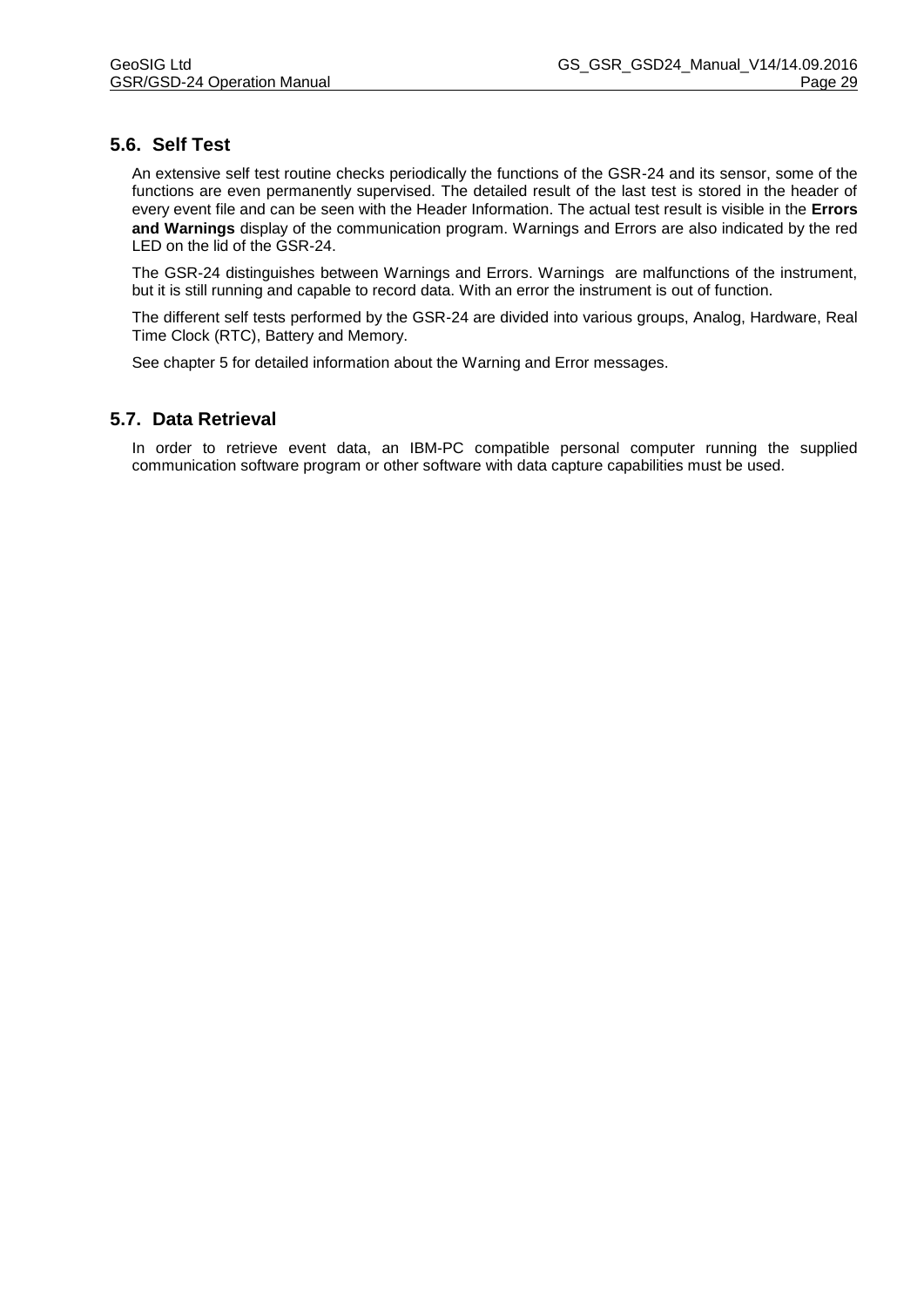## 5.6. Self Test

An extensive self test routine checks periodically the functions of the GSR-24 and its sensor, some of the functions are even permanently supervised. The detailed result of the last test is stored in the header of every event file and can be seen with the Header Information. The actual test result is visible in the **Errors and Warnings** display of the communication program. Warnings and Errors are also indicated by the red LED on the lid of the GSR-24.

The GSR-24 distinguishes between Warnings and Errors. Warnings are malfunctions of the instrument, but it is still running and capable to record data. With an error the instrument is out of function.

The different self tests performed by the GSR-24 are divided into various groups, Analog, Hardware, Real Time Clock (RTC), Battery and Memory.

See chapter 5 for detailed information about the Warning and Error messages.

## 5.7. Data Retrieval

In order to retrieve event data, an IBM-PC compatible personal computer running the supplied communication software program or other software with data capture capabilities must be used.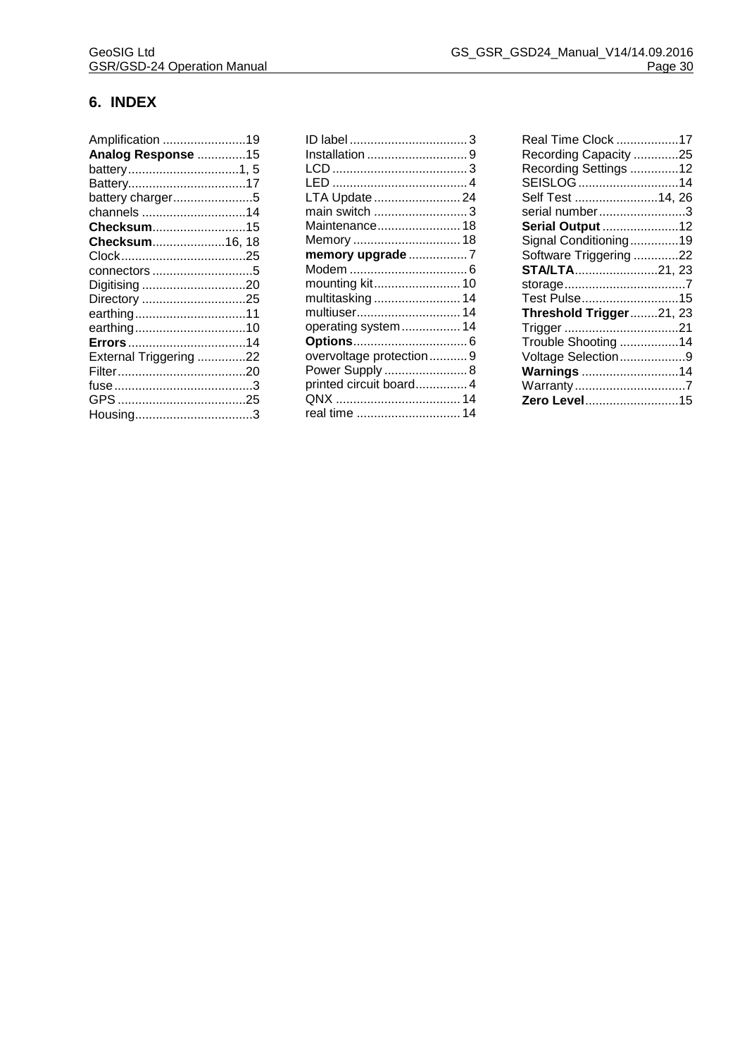## 6. INDEX

Amplification ........................19
**Analog Response** ..............15
battery................................1, 5
Battery..................................17
battery charger.......................5
channels ..............................14
**Checksum**...........................15
**Checksum**.....................16, 18
Clock....................................25
connectors .............................5
Digitising ..............................20
Directory ..............................25
earthing................................11
earthing................................10
**Errors** ..................................14
External Triggering ..............22
Filter.....................................20
fuse........................................3
GPS .....................................25
Housing..................................3

ID label ..................................3
Installation .............................9
LCD .......................................3
LED .......................................4
LTA Update .........................24
main switch ...........................3
Maintenance........................18
Memory ...............................18
**memory upgrade** .................7
Modem ..................................6
mounting kit.........................10
multitasking .........................14
multiuser..............................14
operating system.................14
**Options**.................................6
overvoltage protection...........9
Power Supply ........................8
printed circuit board...............4
QNX ....................................14
real time .............................14

Real Time Clock ..................17
Recording Capacity .............25
Recording Settings ..............12
SEISLOG .............................14
Self Test ........................14, 26
serial number.........................3
**Serial Output** ......................12
Signal Conditioning..............19
Software Triggering .............22
**STA/LTA**........................21, 23
storage...................................7
Test Pulse............................15
**Threshold Trigger**........21, 23
Trigger .................................21
Trouble Shooting .................14
Voltage Selection...................9
**Warnings** ............................14
Warranty................................7
**Zero Level**...........................15